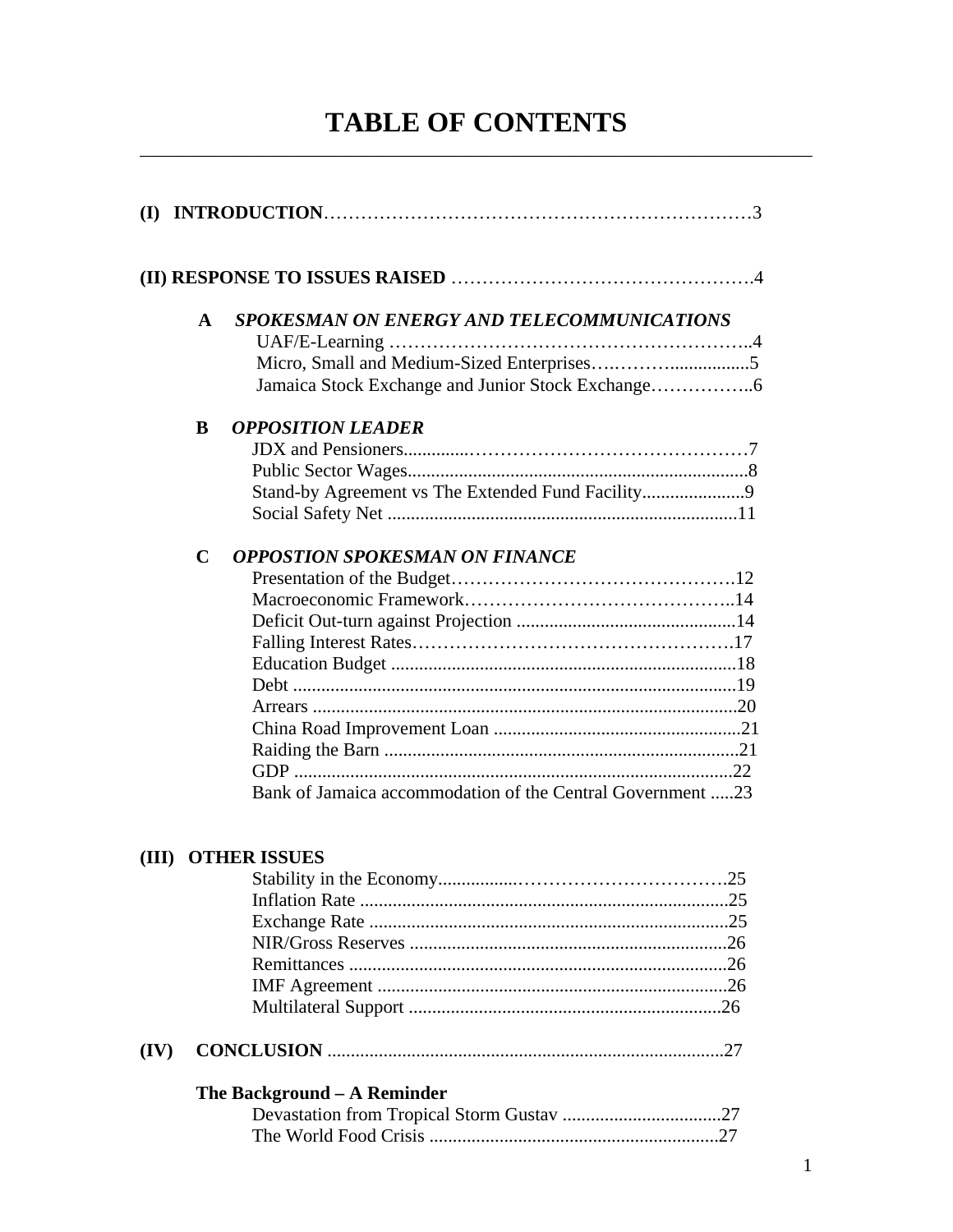# TABLE OF CONTENTS

**(I) INTRODUCTION**…………………………………………………………3

**(II) RESPONSE TO ISSUES RAISED** ……………………………………….4

**A** ***SPOKESMAN ON ENERGY AND TELECOMMUNICATIONS***

- UAF/E-Learning …………………………………………………..4
- Micro, Small and Medium-Sized Enterprises….………................5
- Jamaica Stock Exchange and Junior Stock Exchange……………..6

**B** ***OPPOSITION LEADER***

- JDX and Pensioners..............……………………………………7
- Public Sector Wages........................................................................8
- Stand-by Agreement vs The Extended Fund Facility......................9
- Social Safety Net ...........................................................................11

**C** ***OPPOSTION SPOKESMAN ON FINANCE***

- Presentation of the Budget……………………………………….12
- Macroeconomic Framework……………………………………..14
- Deficit Out-turn against Projection ...............................................14
- Falling Interest Rates…………………………………………….17
- Education Budget ..........................................................................18
- Debt ...............................................................................................19
- Arrears ...........................................................................................20
- China Road Improvement Loan .....................................................21
- Raiding the Barn ............................................................................21
- GDP .............................................................................................22
- Bank of Jamaica accommodation of the Central Government .....23

**(III) OTHER ISSUES**

- Stability in the Economy................……………………………..25
- Inflation Rate ...............................................................................25
- Exchange Rate .............................................................................25
- NIR/Gross Reserves ....................................................................26
- Remittances .................................................................................26
- IMF Agreement ...........................................................................26
- Multilateral Support ...................................................................26

**(IV) CONCLUSION** .....................................................................................27

**The Background – A Reminder**

- Devastation from Tropical Storm Gustav ..................................27
- The World Food Crisis ..............................................................27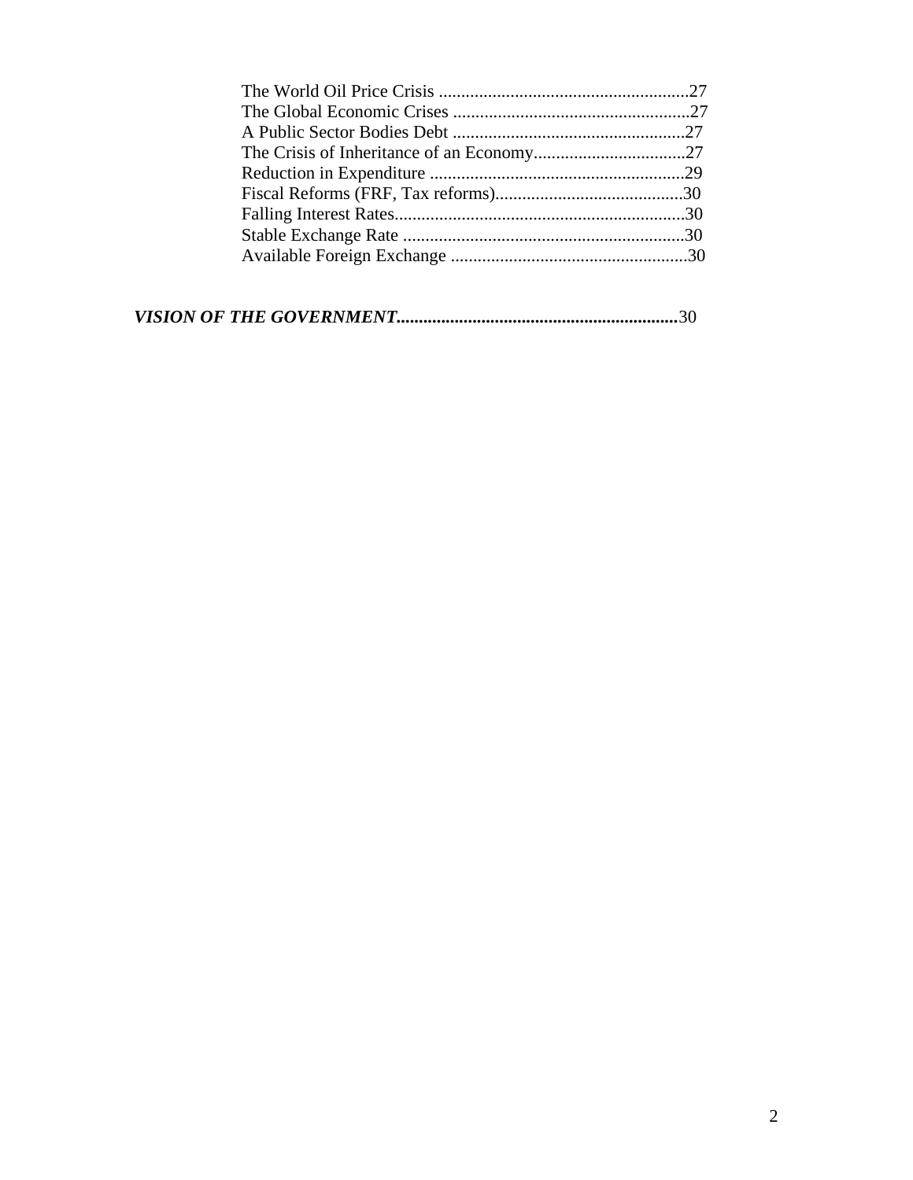The World Oil Price Crisis ........................................................27
The Global Economic Crises .....................................................27
A Public Sector Bodies Debt ....................................................27
The Crisis of Inheritance of an Economy..................................27
Reduction in Expenditure .........................................................29
Fiscal Reforms (FRF, Tax reforms)..........................................30
Falling Interest Rates.................................................................30
Stable Exchange Rate ...............................................................30
Available Foreign Exchange .....................................................30

***VISION OF THE GOVERNMENT...............................................................***30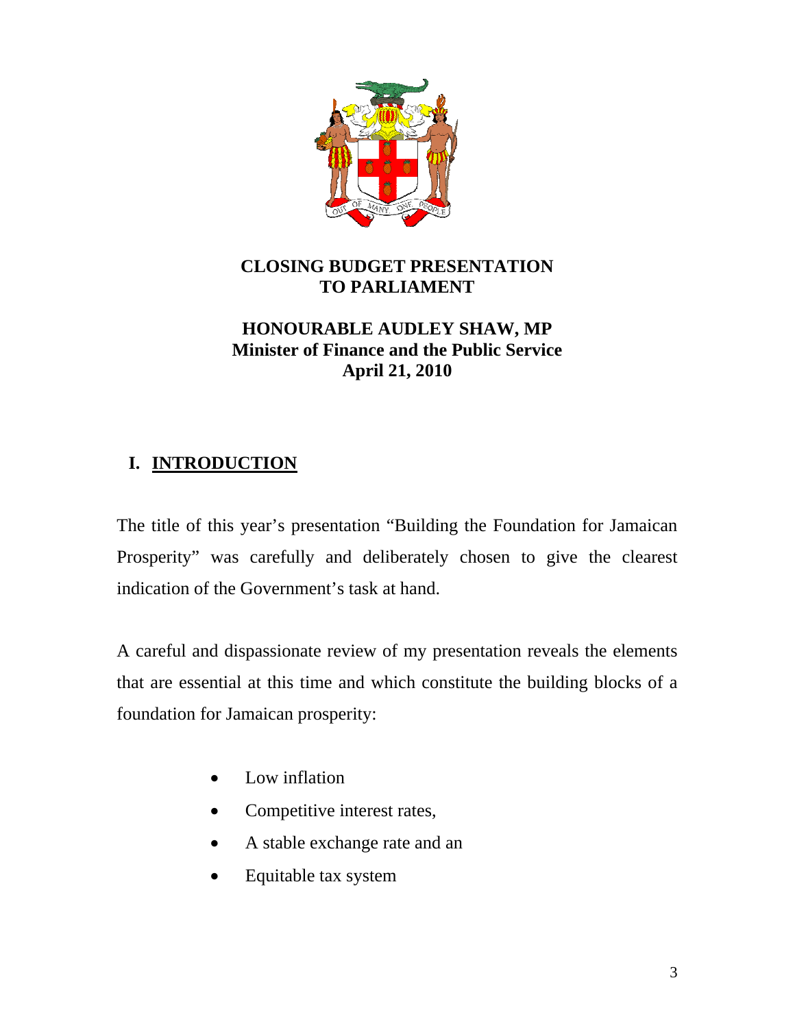**CLOSING BUDGET PRESENTATION TO PARLIAMENT**

**HONOURABLE AUDLEY SHAW, MP**
**Minister of Finance and the Public Service**
**April 21, 2010**

## I. INTRODUCTION

The title of this year's presentation "Building the Foundation for Jamaican Prosperity" was carefully and deliberately chosen to give the clearest indication of the Government's task at hand.

A careful and dispassionate review of my presentation reveals the elements that are essential at this time and which constitute the building blocks of a foundation for Jamaican prosperity:

- Low inflation
- Competitive interest rates,
- A stable exchange rate and an
- Equitable tax system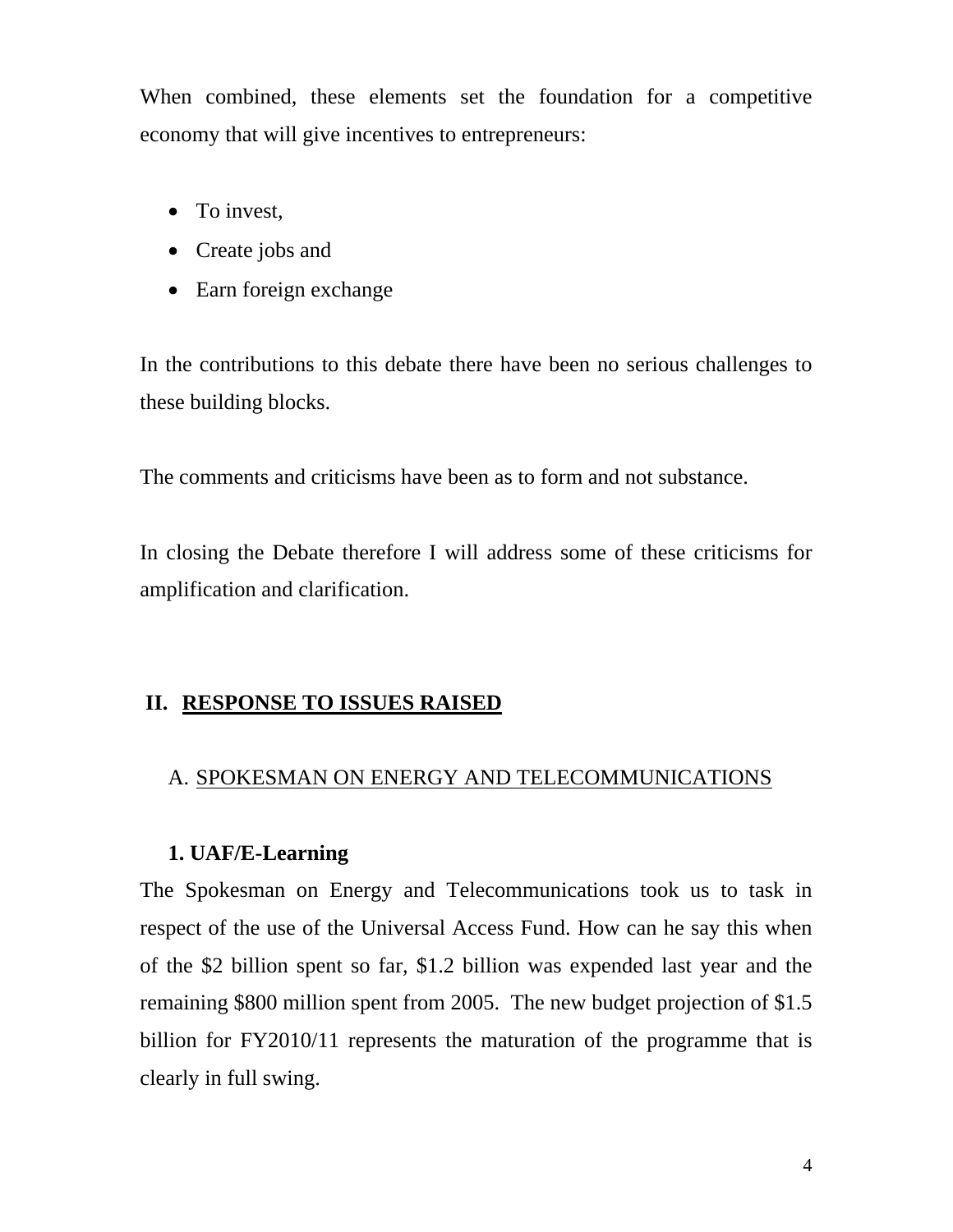When combined, these elements set the foundation for a competitive economy that will give incentives to entrepreneurs:

- To invest,
- Create jobs and
- Earn foreign exchange

In the contributions to this debate there have been no serious challenges to these building blocks.

The comments and criticisms have been as to form and not substance.

In closing the Debate therefore I will address some of these criticisms for amplification and clarification.

## II. RESPONSE TO ISSUES RAISED

### A. SPOKESMAN ON ENERGY AND TELECOMMUNICATIONS

#### 1. UAF/E-Learning

The Spokesman on Energy and Telecommunications took us to task in respect of the use of the Universal Access Fund. How can he say this when of the $2 billion spent so far, $1.2 billion was expended last year and the remaining $800 million spent from 2005. The new budget projection of $1.5 billion for FY2010/11 represents the maturation of the programme that is clearly in full swing.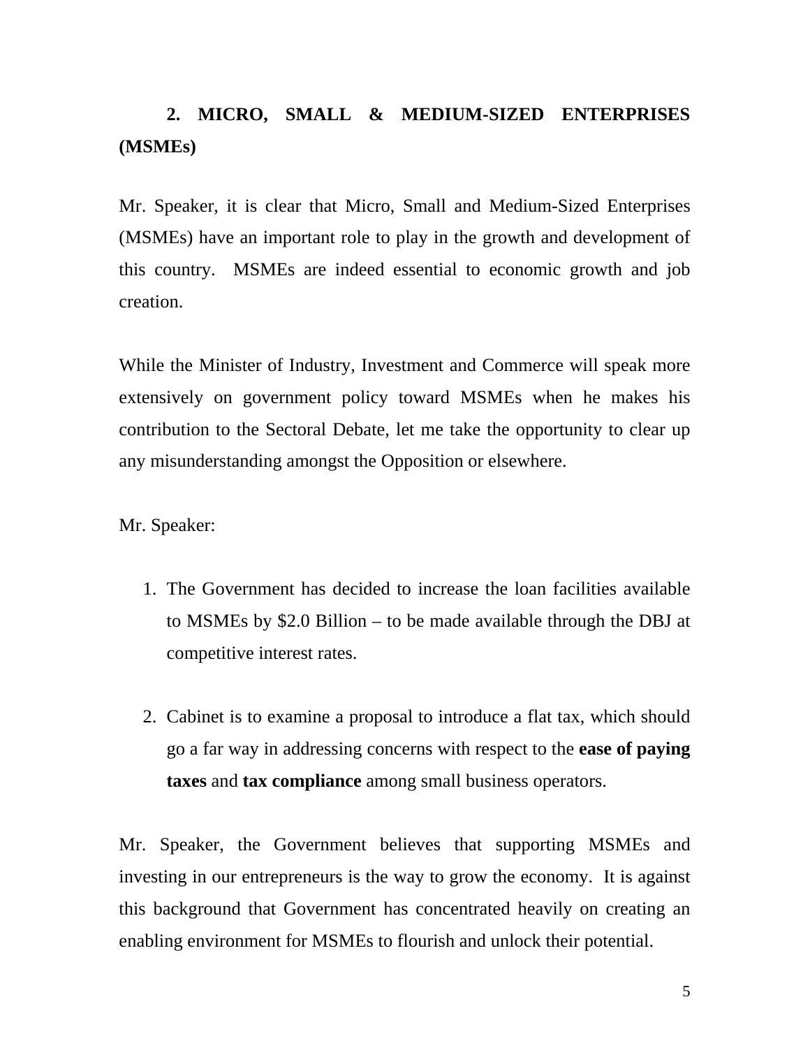## 2. MICRO, SMALL & MEDIUM-SIZED ENTERPRISES (MSMEs)

Mr. Speaker, it is clear that Micro, Small and Medium-Sized Enterprises (MSMEs) have an important role to play in the growth and development of this country. MSMEs are indeed essential to economic growth and job creation.

While the Minister of Industry, Investment and Commerce will speak more extensively on government policy toward MSMEs when he makes his contribution to the Sectoral Debate, let me take the opportunity to clear up any misunderstanding amongst the Opposition or elsewhere.

Mr. Speaker:

1. The Government has decided to increase the loan facilities available to MSMEs by $2.0 Billion – to be made available through the DBJ at competitive interest rates.

2. Cabinet is to examine a proposal to introduce a flat tax, which should go a far way in addressing concerns with respect to the **ease of paying taxes** and **tax compliance** among small business operators.

Mr. Speaker, the Government believes that supporting MSMEs and investing in our entrepreneurs is the way to grow the economy. It is against this background that Government has concentrated heavily on creating an enabling environment for MSMEs to flourish and unlock their potential.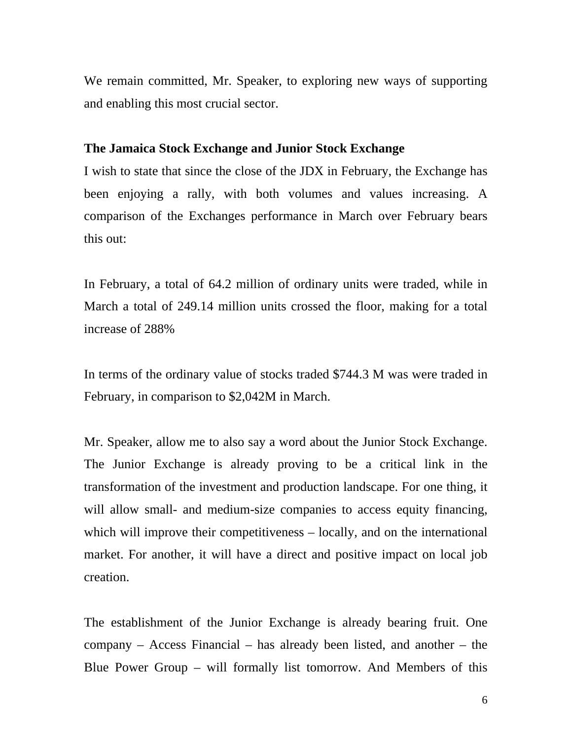We remain committed, Mr. Speaker, to exploring new ways of supporting and enabling this most crucial sector.

**The Jamaica Stock Exchange and Junior Stock Exchange**

I wish to state that since the close of the JDX in February, the Exchange has been enjoying a rally, with both volumes and values increasing. A comparison of the Exchanges performance in March over February bears this out:

In February, a total of 64.2 million of ordinary units were traded, while in March a total of 249.14 million units crossed the floor, making for a total increase of 288%

In terms of the ordinary value of stocks traded $744.3 M was were traded in February, in comparison to $2,042M in March.

Mr. Speaker, allow me to also say a word about the Junior Stock Exchange. The Junior Exchange is already proving to be a critical link in the transformation of the investment and production landscape. For one thing, it will allow small- and medium-size companies to access equity financing, which will improve their competitiveness – locally, and on the international market. For another, it will have a direct and positive impact on local job creation.

The establishment of the Junior Exchange is already bearing fruit. One company – Access Financial – has already been listed, and another – the Blue Power Group – will formally list tomorrow. And Members of this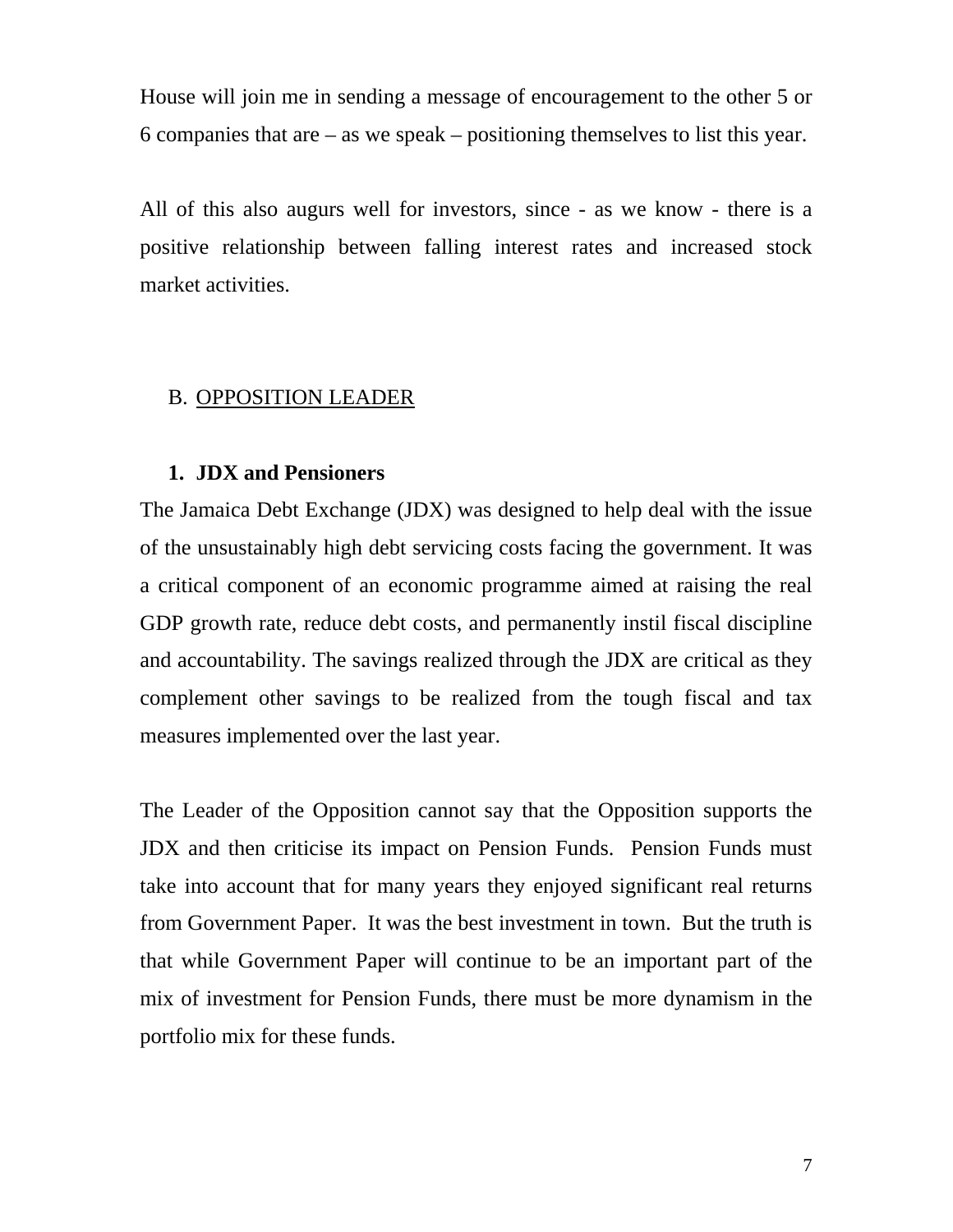House will join me in sending a message of encouragement to the other 5 or 6 companies that are – as we speak – positioning themselves to list this year.

All of this also augurs well for investors, since - as we know - there is a positive relationship between falling interest rates and increased stock market activities.

## B. OPPOSITION LEADER

### 1. JDX and Pensioners

The Jamaica Debt Exchange (JDX) was designed to help deal with the issue of the unsustainably high debt servicing costs facing the government. It was a critical component of an economic programme aimed at raising the real GDP growth rate, reduce debt costs, and permanently instil fiscal discipline and accountability. The savings realized through the JDX are critical as they complement other savings to be realized from the tough fiscal and tax measures implemented over the last year.

The Leader of the Opposition cannot say that the Opposition supports the JDX and then criticise its impact on Pension Funds. Pension Funds must take into account that for many years they enjoyed significant real returns from Government Paper. It was the best investment in town. But the truth is that while Government Paper will continue to be an important part of the mix of investment for Pension Funds, there must be more dynamism in the portfolio mix for these funds.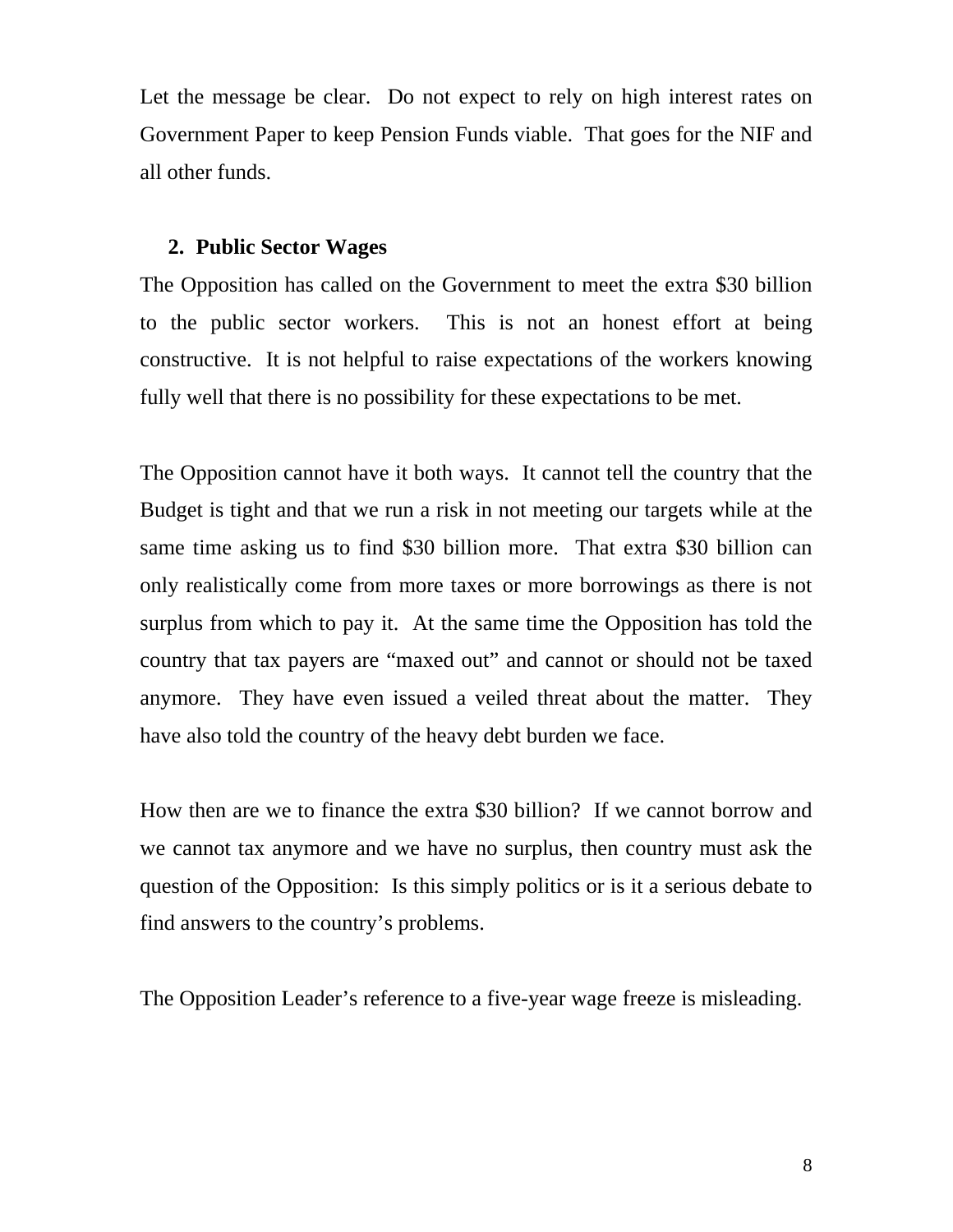Let the message be clear. Do not expect to rely on high interest rates on Government Paper to keep Pension Funds viable. That goes for the NIF and all other funds.

2. **Public Sector Wages**

The Opposition has called on the Government to meet the extra $30 billion to the public sector workers. This is not an honest effort at being constructive. It is not helpful to raise expectations of the workers knowing fully well that there is no possibility for these expectations to be met.

The Opposition cannot have it both ways. It cannot tell the country that the Budget is tight and that we run a risk in not meeting our targets while at the same time asking us to find $30 billion more. That extra $30 billion can only realistically come from more taxes or more borrowings as there is not surplus from which to pay it. At the same time the Opposition has told the country that tax payers are “maxed out” and cannot or should not be taxed anymore. They have even issued a veiled threat about the matter. They have also told the country of the heavy debt burden we face.

How then are we to finance the extra $30 billion? If we cannot borrow and we cannot tax anymore and we have no surplus, then country must ask the question of the Opposition: Is this simply politics or is it a serious debate to find answers to the country’s problems.

The Opposition Leader’s reference to a five-year wage freeze is misleading.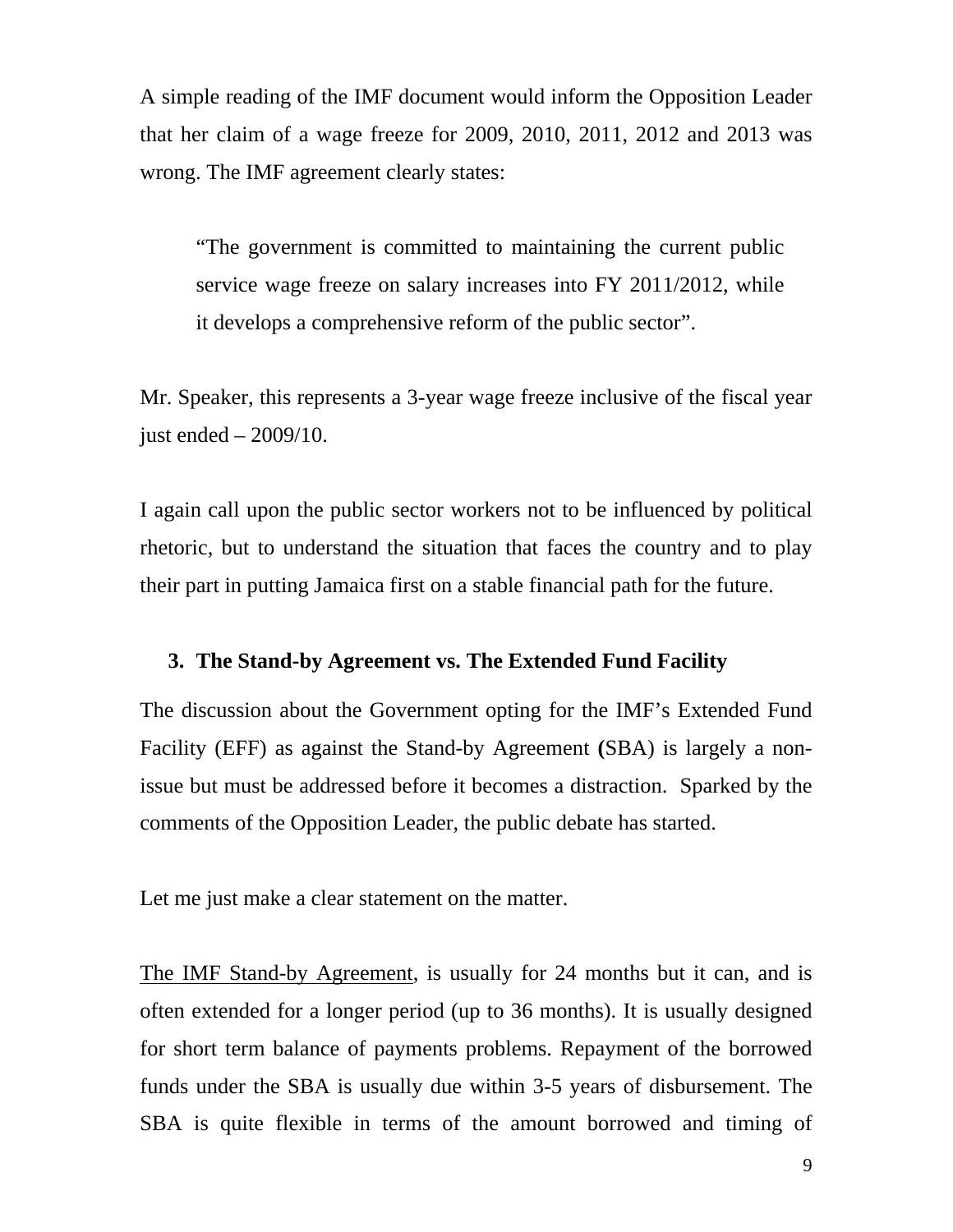A simple reading of the IMF document would inform the Opposition Leader that her claim of a wage freeze for 2009, 2010, 2011, 2012 and 2013 was wrong. The IMF agreement clearly states:

> "The government is committed to maintaining the current public service wage freeze on salary increases into FY 2011/2012, while it develops a comprehensive reform of the public sector".

Mr. Speaker, this represents a 3-year wage freeze inclusive of the fiscal year just ended – 2009/10.

I again call upon the public sector workers not to be influenced by political rhetoric, but to understand the situation that faces the country and to play their part in putting Jamaica first on a stable financial path for the future.

### 3. The Stand-by Agreement vs. The Extended Fund Facility

The discussion about the Government opting for the IMF's Extended Fund Facility (EFF) as against the Stand-by Agreement **(**SBA) is largely a non-issue but must be addressed before it becomes a distraction. Sparked by the comments of the Opposition Leader, the public debate has started.

Let me just make a clear statement on the matter.

<u>The IMF Stand-by Agreement</u>, is usually for 24 months but it can, and is often extended for a longer period (up to 36 months). It is usually designed for short term balance of payments problems. Repayment of the borrowed funds under the SBA is usually due within 3-5 years of disbursement. The SBA is quite flexible in terms of the amount borrowed and timing of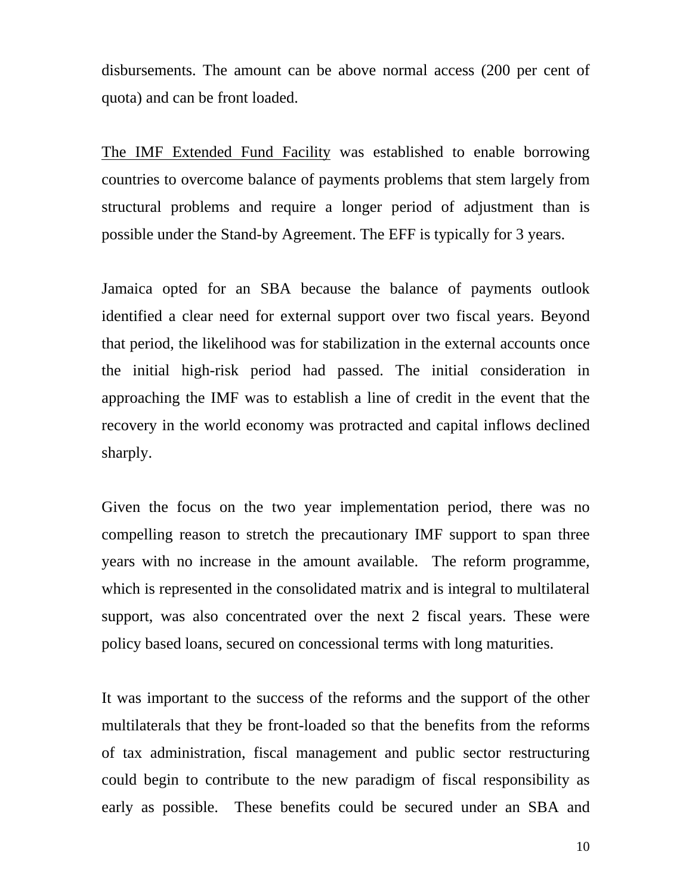disbursements. The amount can be above normal access (200 per cent of quota) and can be front loaded.

<u>The IMF Extended Fund Facility</u> was established to enable borrowing countries to overcome balance of payments problems that stem largely from structural problems and require a longer period of adjustment than is possible under the Stand-by Agreement. The EFF is typically for 3 years.

Jamaica opted for an SBA because the balance of payments outlook identified a clear need for external support over two fiscal years. Beyond that period, the likelihood was for stabilization in the external accounts once the initial high-risk period had passed. The initial consideration in approaching the IMF was to establish a line of credit in the event that the recovery in the world economy was protracted and capital inflows declined sharply.

Given the focus on the two year implementation period, there was no compelling reason to stretch the precautionary IMF support to span three years with no increase in the amount available. The reform programme, which is represented in the consolidated matrix and is integral to multilateral support, was also concentrated over the next 2 fiscal years. These were policy based loans, secured on concessional terms with long maturities.

It was important to the success of the reforms and the support of the other multilaterals that they be front-loaded so that the benefits from the reforms of tax administration, fiscal management and public sector restructuring could begin to contribute to the new paradigm of fiscal responsibility as early as possible. These benefits could be secured under an SBA and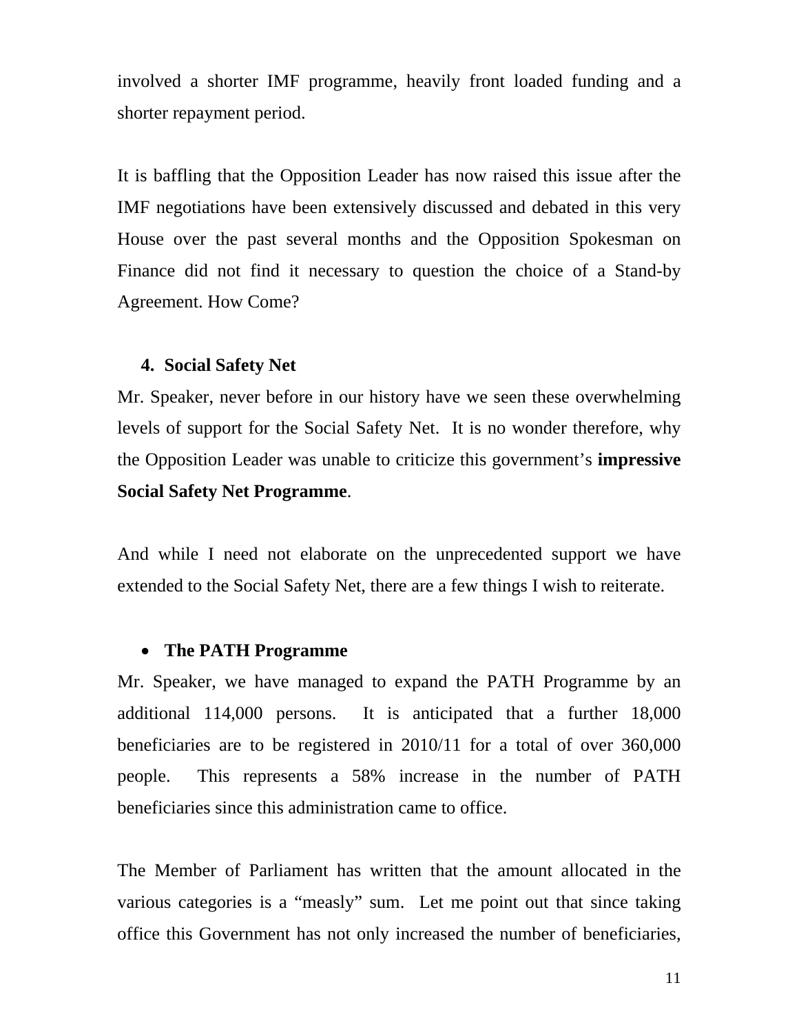involved a shorter IMF programme, heavily front loaded funding and a shorter repayment period.

It is baffling that the Opposition Leader has now raised this issue after the IMF negotiations have been extensively discussed and debated in this very House over the past several months and the Opposition Spokesman on Finance did not find it necessary to question the choice of a Stand-by Agreement. How Come?

### 4. Social Safety Net

Mr. Speaker, never before in our history have we seen these overwhelming levels of support for the Social Safety Net. It is no wonder therefore, why the Opposition Leader was unable to criticize this government's **impressive Social Safety Net Programme**.

And while I need not elaborate on the unprecedented support we have extended to the Social Safety Net, there are a few things I wish to reiterate.

- **The PATH Programme**

Mr. Speaker, we have managed to expand the PATH Programme by an additional 114,000 persons. It is anticipated that a further 18,000 beneficiaries are to be registered in 2010/11 for a total of over 360,000 people. This represents a 58% increase in the number of PATH beneficiaries since this administration came to office.

The Member of Parliament has written that the amount allocated in the various categories is a "measly" sum. Let me point out that since taking office this Government has not only increased the number of beneficiaries,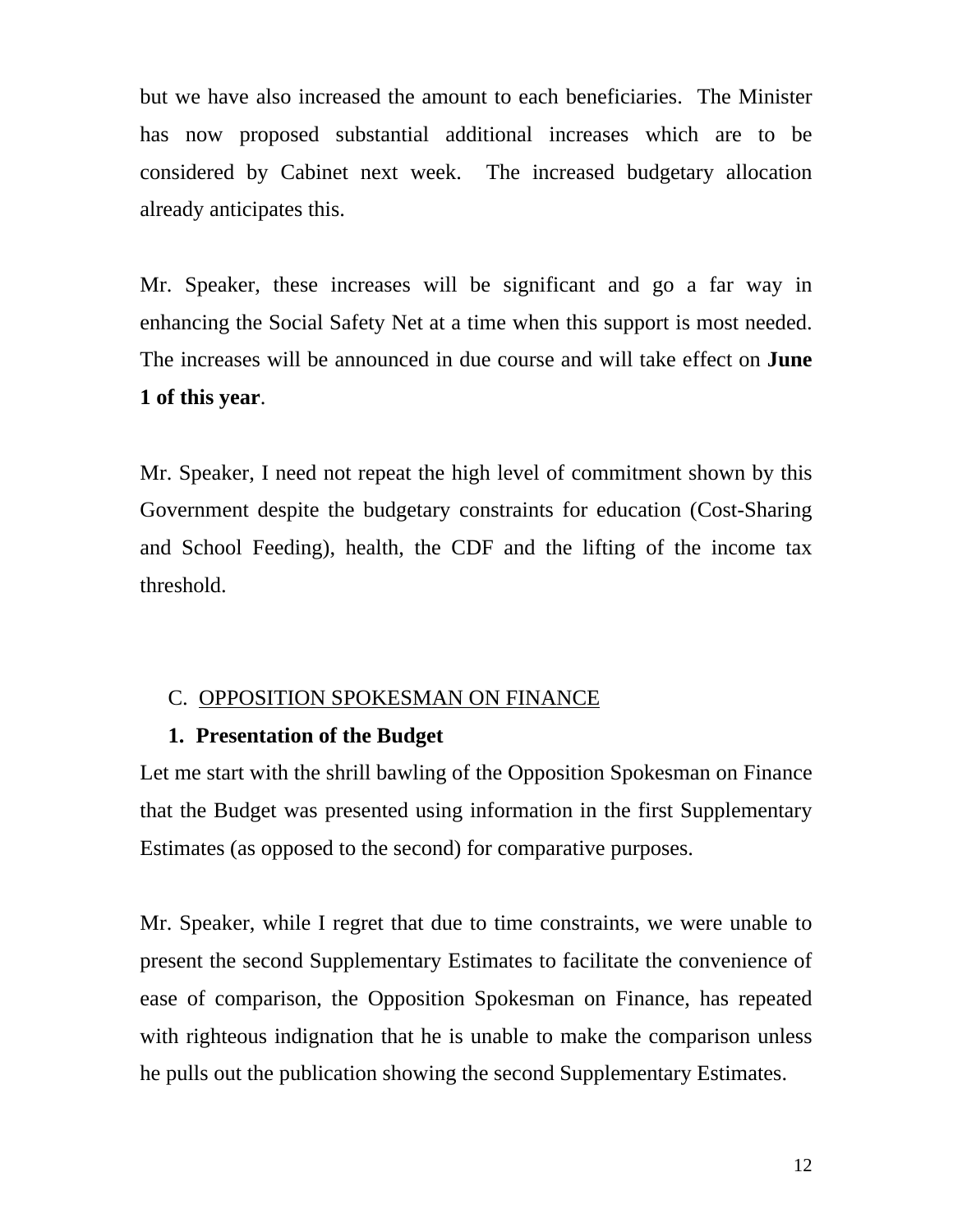but we have also increased the amount to each beneficiaries. The Minister has now proposed substantial additional increases which are to be considered by Cabinet next week. The increased budgetary allocation already anticipates this.

Mr. Speaker, these increases will be significant and go a far way in enhancing the Social Safety Net at a time when this support is most needed. The increases will be announced in due course and will take effect on **June 1 of this year**.

Mr. Speaker, I need not repeat the high level of commitment shown by this Government despite the budgetary constraints for education (Cost-Sharing and School Feeding), health, the CDF and the lifting of the income tax threshold.

## C. <u>OPPOSITION SPOKESMAN ON FINANCE</u>

### 1. Presentation of the Budget

Let me start with the shrill bawling of the Opposition Spokesman on Finance that the Budget was presented using information in the first Supplementary Estimates (as opposed to the second) for comparative purposes.

Mr. Speaker, while I regret that due to time constraints, we were unable to present the second Supplementary Estimates to facilitate the convenience of ease of comparison, the Opposition Spokesman on Finance, has repeated with righteous indignation that he is unable to make the comparison unless he pulls out the publication showing the second Supplementary Estimates.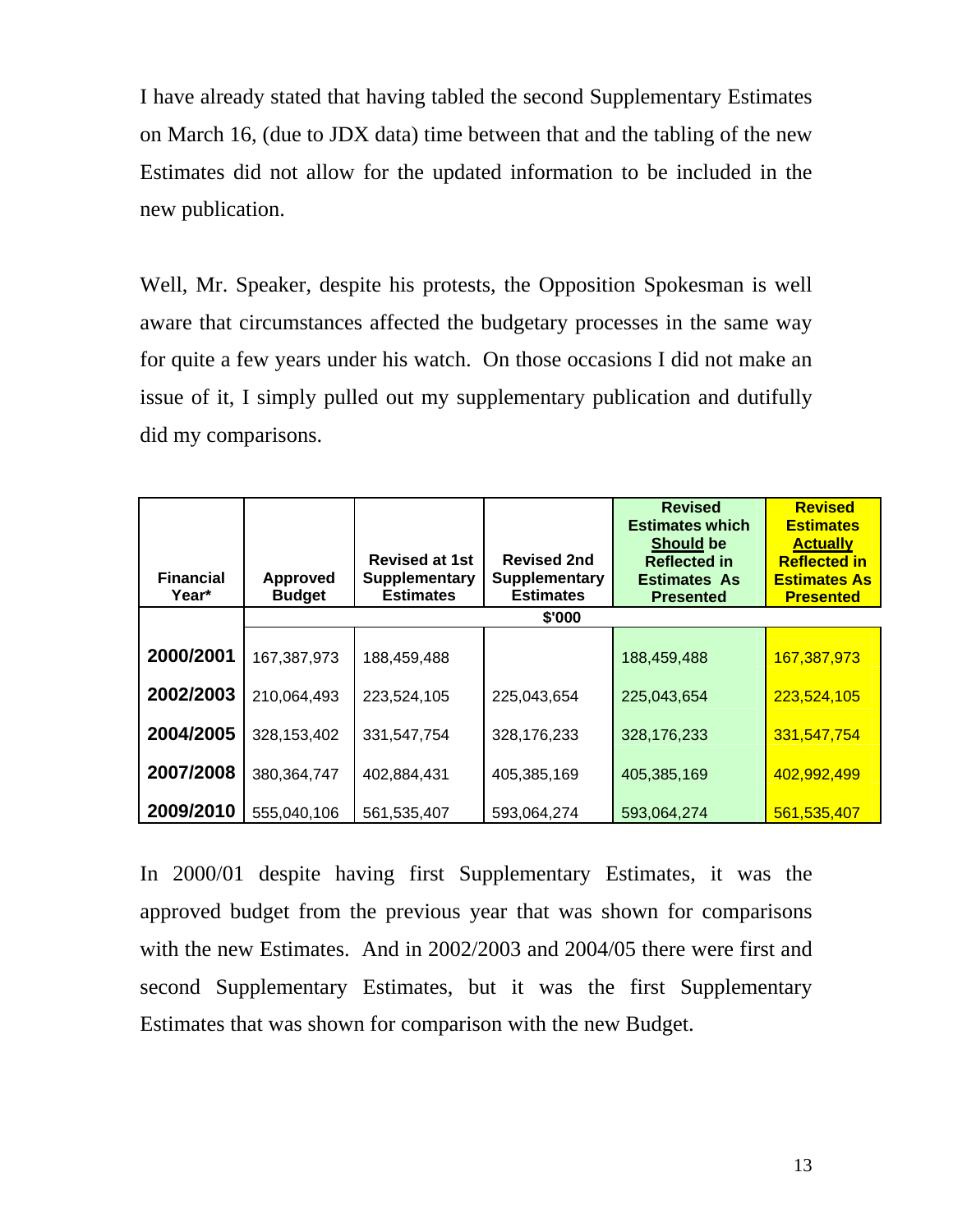I have already stated that having tabled the second Supplementary Estimates on March 16, (due to JDX data) time between that and the tabling of the new Estimates did not allow for the updated information to be included in the new publication.

Well, Mr. Speaker, despite his protests, the Opposition Spokesman is well aware that circumstances affected the budgetary processes in the same way for quite a few years under his watch. On those occasions I did not make an issue of it, I simply pulled out my supplementary publication and dutifully did my comparisons.

| Financial Year* | Approved Budget | Revised at 1st Supplementary Estimates | Revised 2nd Supplementary Estimates | Revised Estimates which <u>Should</u> be Reflected in Estimates As Presented | Revised Estimates <u>Actually</u> Reflected in Estimates As Presented |
|---|---|---|---|---|---|
| | $'000 | | | | |
| **2000/2001** | 167,387,973 | 188,459,488 | | 188,459,488 | 167,387,973 |
| **2002/2003** | 210,064,493 | 223,524,105 | 225,043,654 | 225,043,654 | 223,524,105 |
| **2004/2005** | 328,153,402 | 331,547,754 | 328,176,233 | 328,176,233 | 331,547,754 |
| **2007/2008** | 380,364,747 | 402,884,431 | 405,385,169 | 405,385,169 | 402,992,499 |
| **2009/2010** | 555,040,106 | 561,535,407 | 593,064,274 | 593,064,274 | 561,535,407 |

In 2000/01 despite having first Supplementary Estimates, it was the approved budget from the previous year that was shown for comparisons with the new Estimates. And in 2002/2003 and 2004/05 there were first and second Supplementary Estimates, but it was the first Supplementary Estimates that was shown for comparison with the new Budget.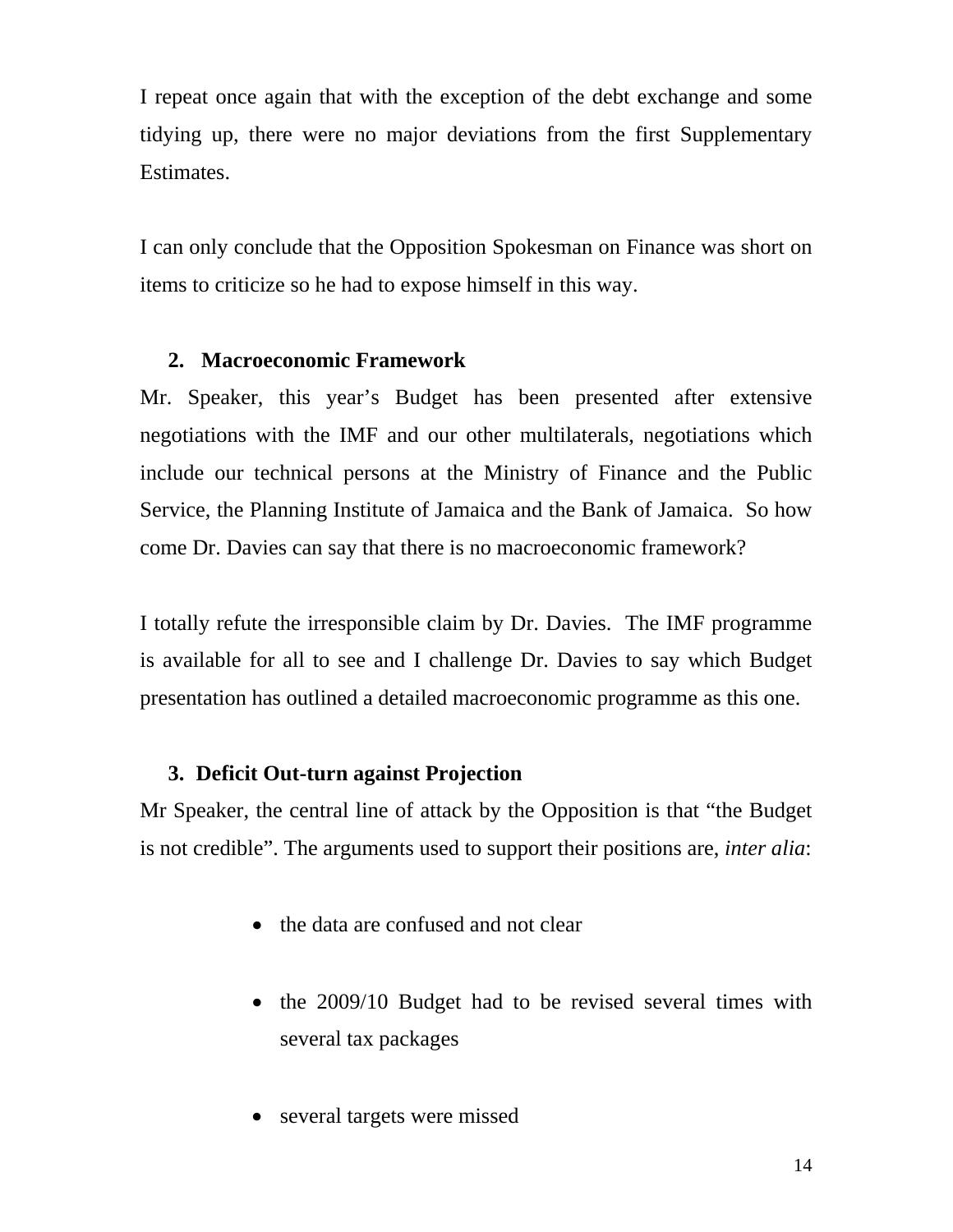I repeat once again that with the exception of the debt exchange and some tidying up, there were no major deviations from the first Supplementary Estimates.

I can only conclude that the Opposition Spokesman on Finance was short on items to criticize so he had to expose himself in this way.

**2. Macroeconomic Framework**

Mr. Speaker, this year's Budget has been presented after extensive negotiations with the IMF and our other multilaterals, negotiations which include our technical persons at the Ministry of Finance and the Public Service, the Planning Institute of Jamaica and the Bank of Jamaica. So how come Dr. Davies can say that there is no macroeconomic framework?

I totally refute the irresponsible claim by Dr. Davies. The IMF programme is available for all to see and I challenge Dr. Davies to say which Budget presentation has outlined a detailed macroeconomic programme as this one.

**3. Deficit Out-turn against Projection**

Mr Speaker, the central line of attack by the Opposition is that "the Budget is not credible". The arguments used to support their positions are, *inter alia*:

- the data are confused and not clear
- the 2009/10 Budget had to be revised several times with several tax packages
- several targets were missed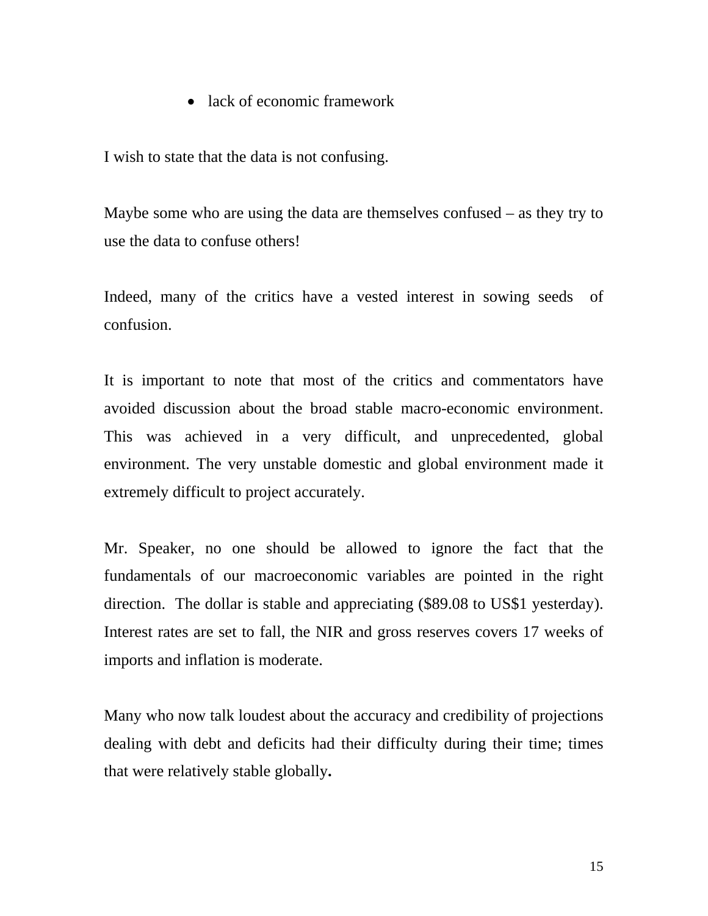- lack of economic framework

I wish to state that the data is not confusing.

Maybe some who are using the data are themselves confused – as they try to use the data to confuse others!

Indeed, many of the critics have a vested interest in sowing seeds of confusion.

It is important to note that most of the critics and commentators have avoided discussion about the broad stable macro-economic environment. This was achieved in a very difficult, and unprecedented, global environment. The very unstable domestic and global environment made it extremely difficult to project accurately.

Mr. Speaker, no one should be allowed to ignore the fact that the fundamentals of our macroeconomic variables are pointed in the right direction. The dollar is stable and appreciating ($89.08 to US$1 yesterday). Interest rates are set to fall, the NIR and gross reserves covers 17 weeks of imports and inflation is moderate.

Many who now talk loudest about the accuracy and credibility of projections dealing with debt and deficits had their difficulty during their time; times that were relatively stable globally**.**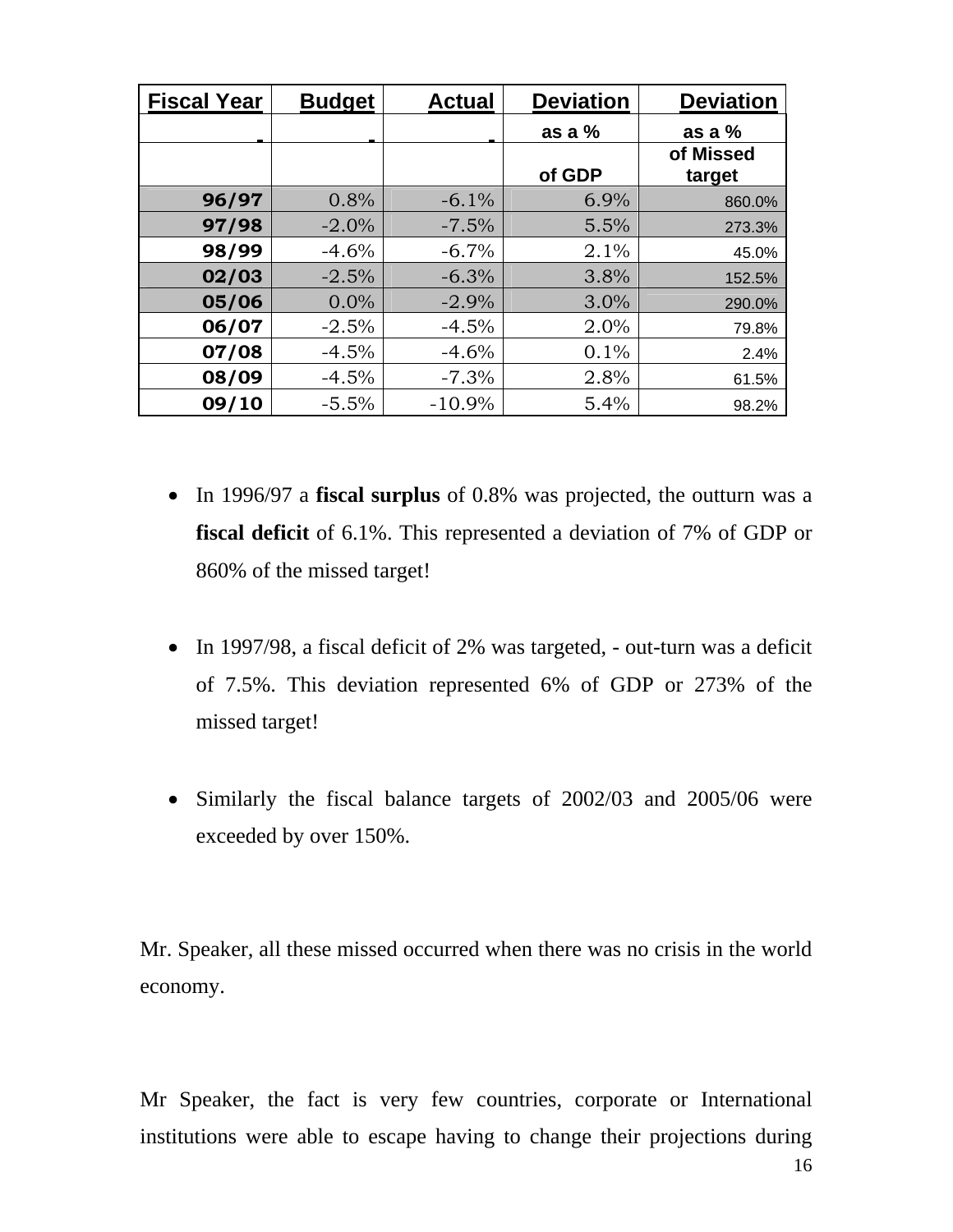| Fiscal Year | Budget | Actual | Deviation as a % of GDP | Deviation as a % of Missed target |
|---|---|---|---|---|
| 96/97 | 0.8% | -6.1% | 6.9% | 860.0% |
| 97/98 | -2.0% | -7.5% | 5.5% | 273.3% |
| 98/99 | -4.6% | -6.7% | 2.1% | 45.0% |
| 02/03 | -2.5% | -6.3% | 3.8% | 152.5% |
| 05/06 | 0.0% | -2.9% | 3.0% | 290.0% |
| 06/07 | -2.5% | -4.5% | 2.0% | 79.8% |
| 07/08 | -4.5% | -4.6% | 0.1% | 2.4% |
| 08/09 | -4.5% | -7.3% | 2.8% | 61.5% |
| 09/10 | -5.5% | -10.9% | 5.4% | 98.2% |

- In 1996/97 a **fiscal surplus** of 0.8% was projected, the outturn was a **fiscal deficit** of 6.1%. This represented a deviation of 7% of GDP or 860% of the missed target!

- In 1997/98, a fiscal deficit of 2% was targeted, - out-turn was a deficit of 7.5%. This deviation represented 6% of GDP or 273% of the missed target!

- Similarly the fiscal balance targets of 2002/03 and 2005/06 were exceeded by over 150%.

Mr. Speaker, all these missed occurred when there was no crisis in the world economy.

Mr Speaker, the fact is very few countries, corporate or International institutions were able to escape having to change their projections during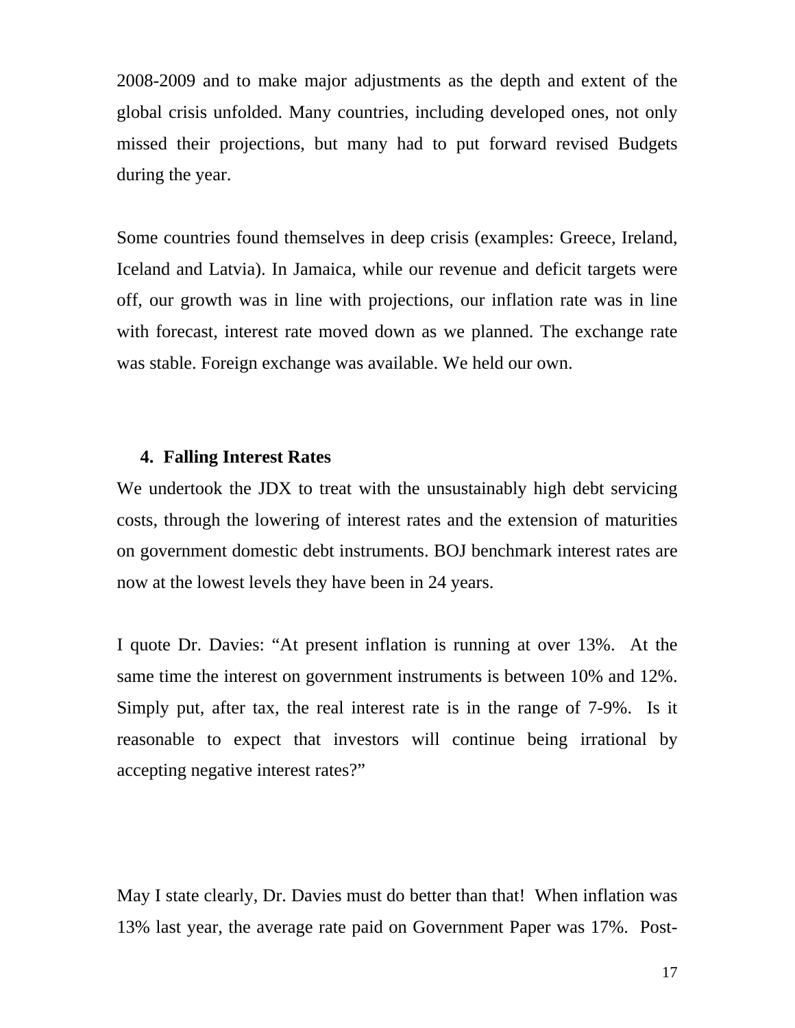2008-2009 and to make major adjustments as the depth and extent of the global crisis unfolded. Many countries, including developed ones, not only missed their projections, but many had to put forward revised Budgets during the year.

Some countries found themselves in deep crisis (examples: Greece, Ireland, Iceland and Latvia). In Jamaica, while our revenue and deficit targets were off, our growth was in line with projections, our inflation rate was in line with forecast, interest rate moved down as we planned. The exchange rate was stable. Foreign exchange was available. We held our own.

## 4. Falling Interest Rates

We undertook the JDX to treat with the unsustainably high debt servicing costs, through the lowering of interest rates and the extension of maturities on government domestic debt instruments. BOJ benchmark interest rates are now at the lowest levels they have been in 24 years.

I quote Dr. Davies: "At present inflation is running at over 13%. At the same time the interest on government instruments is between 10% and 12%. Simply put, after tax, the real interest rate is in the range of 7-9%. Is it reasonable to expect that investors will continue being irrational by accepting negative interest rates?"

May I state clearly, Dr. Davies must do better than that! When inflation was 13% last year, the average rate paid on Government Paper was 17%. Post-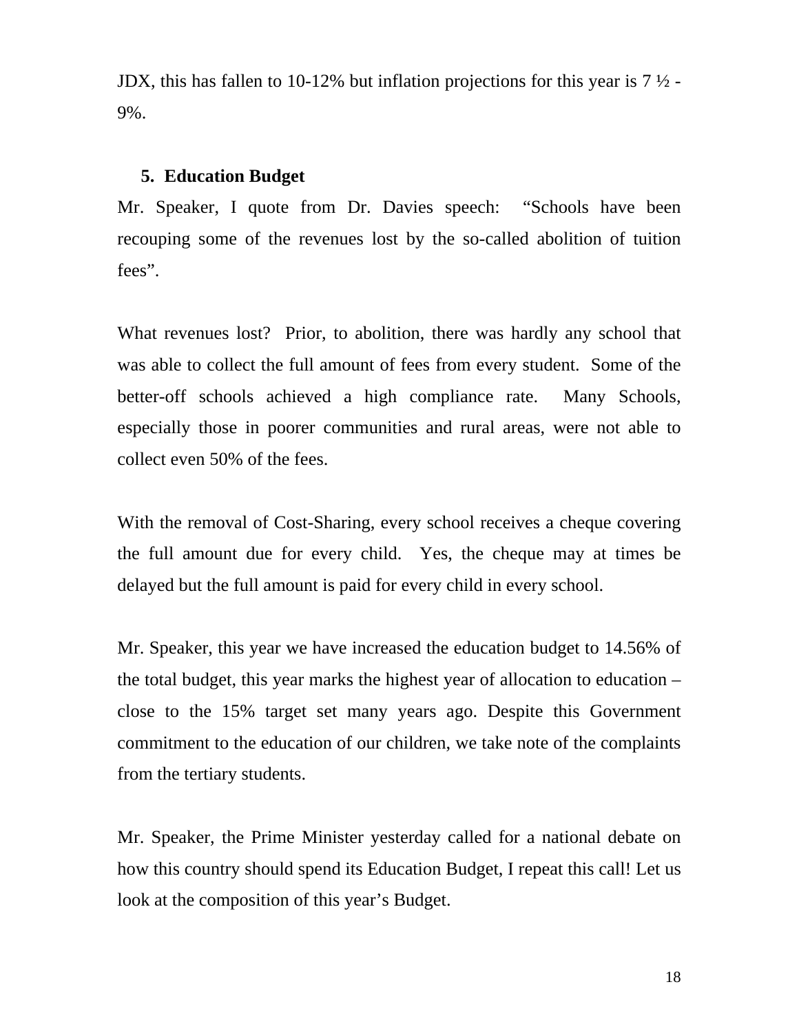JDX, this has fallen to 10-12% but inflation projections for this year is 7 ½ - 9%.

## 5. Education Budget

Mr. Speaker, I quote from Dr. Davies speech: "Schools have been recouping some of the revenues lost by the so-called abolition of tuition fees".

What revenues lost? Prior, to abolition, there was hardly any school that was able to collect the full amount of fees from every student. Some of the better-off schools achieved a high compliance rate. Many Schools, especially those in poorer communities and rural areas, were not able to collect even 50% of the fees.

With the removal of Cost-Sharing, every school receives a cheque covering the full amount due for every child. Yes, the cheque may at times be delayed but the full amount is paid for every child in every school.

Mr. Speaker, this year we have increased the education budget to 14.56% of the total budget, this year marks the highest year of allocation to education – close to the 15% target set many years ago. Despite this Government commitment to the education of our children, we take note of the complaints from the tertiary students.

Mr. Speaker, the Prime Minister yesterday called for a national debate on how this country should spend its Education Budget, I repeat this call! Let us look at the composition of this year's Budget.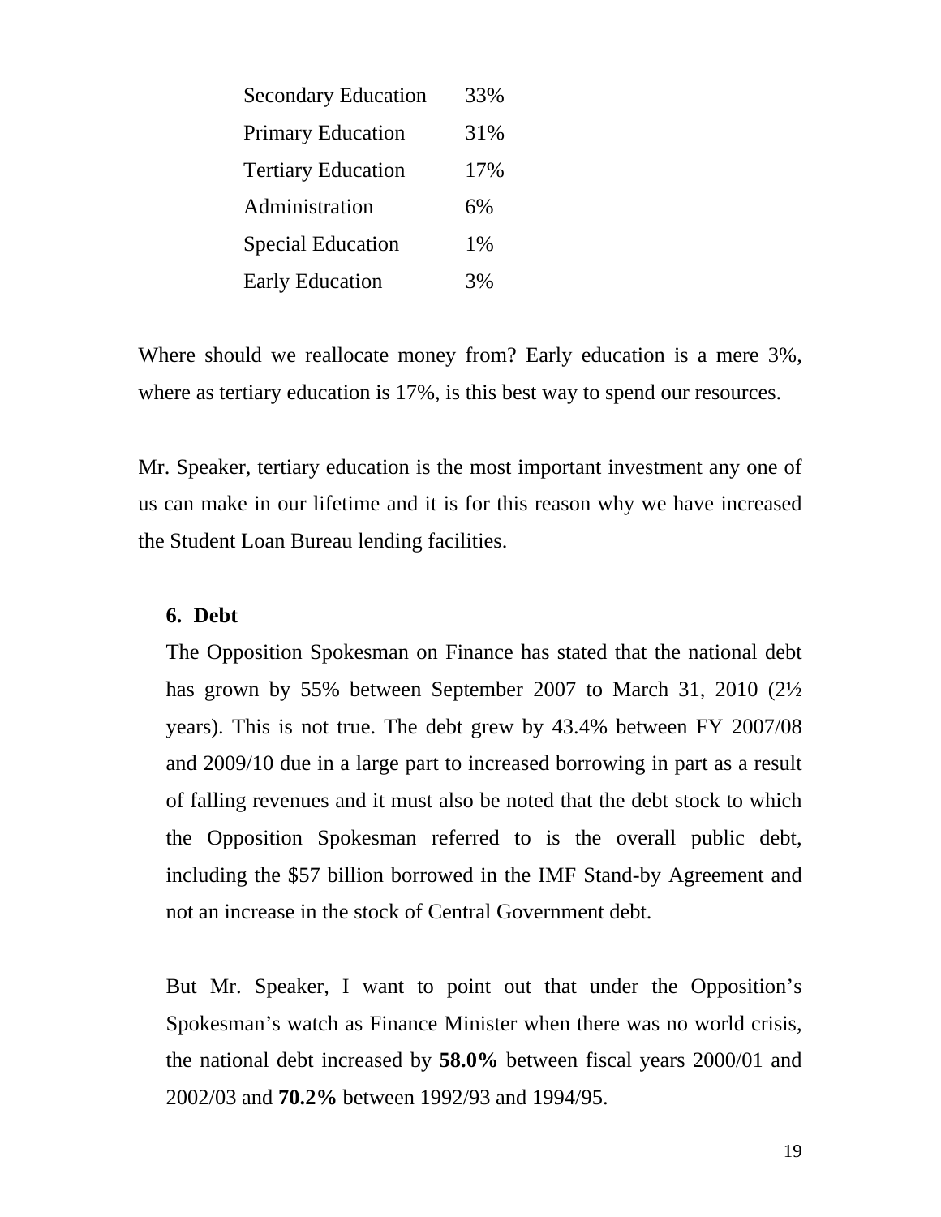| | |
|---|---|
| Secondary Education | 33% |
| Primary Education | 31% |
| Tertiary Education | 17% |
| Administration | 6% |
| Special Education | 1% |
| Early Education | 3% |

Where should we reallocate money from? Early education is a mere 3%, where as tertiary education is 17%, is this best way to spend our resources.

Mr. Speaker, tertiary education is the most important investment any one of us can make in our lifetime and it is for this reason why we have increased the Student Loan Bureau lending facilities.

**6. Debt**

The Opposition Spokesman on Finance has stated that the national debt has grown by 55% between September 2007 to March 31, 2010 (2½ years). This is not true. The debt grew by 43.4% between FY 2007/08 and 2009/10 due in a large part to increased borrowing in part as a result of falling revenues and it must also be noted that the debt stock to which the Opposition Spokesman referred to is the overall public debt, including the $57 billion borrowed in the IMF Stand-by Agreement and not an increase in the stock of Central Government debt.

But Mr. Speaker, I want to point out that under the Opposition's Spokesman's watch as Finance Minister when there was no world crisis, the national debt increased by **58.0%** between fiscal years 2000/01 and 2002/03 and **70.2%** between 1992/93 and 1994/95.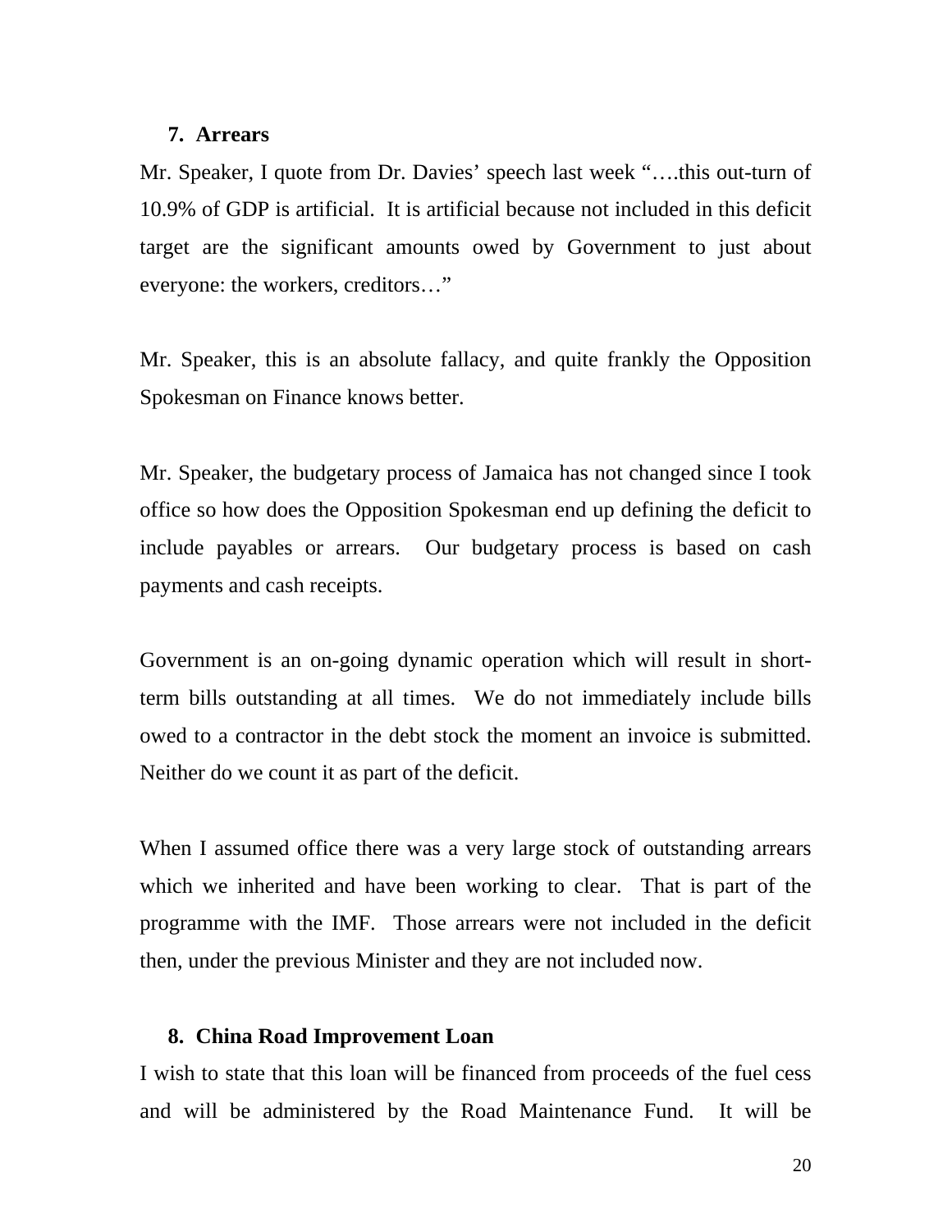7. **Arrears**

Mr. Speaker, I quote from Dr. Davies' speech last week "….this out-turn of 10.9% of GDP is artificial. It is artificial because not included in this deficit target are the significant amounts owed by Government to just about everyone: the workers, creditors…"

Mr. Speaker, this is an absolute fallacy, and quite frankly the Opposition Spokesman on Finance knows better.

Mr. Speaker, the budgetary process of Jamaica has not changed since I took office so how does the Opposition Spokesman end up defining the deficit to include payables or arrears. Our budgetary process is based on cash payments and cash receipts.

Government is an on-going dynamic operation which will result in short-term bills outstanding at all times. We do not immediately include bills owed to a contractor in the debt stock the moment an invoice is submitted. Neither do we count it as part of the deficit.

When I assumed office there was a very large stock of outstanding arrears which we inherited and have been working to clear. That is part of the programme with the IMF. Those arrears were not included in the deficit then, under the previous Minister and they are not included now.

8. **China Road Improvement Loan**

I wish to state that this loan will be financed from proceeds of the fuel cess and will be administered by the Road Maintenance Fund. It will be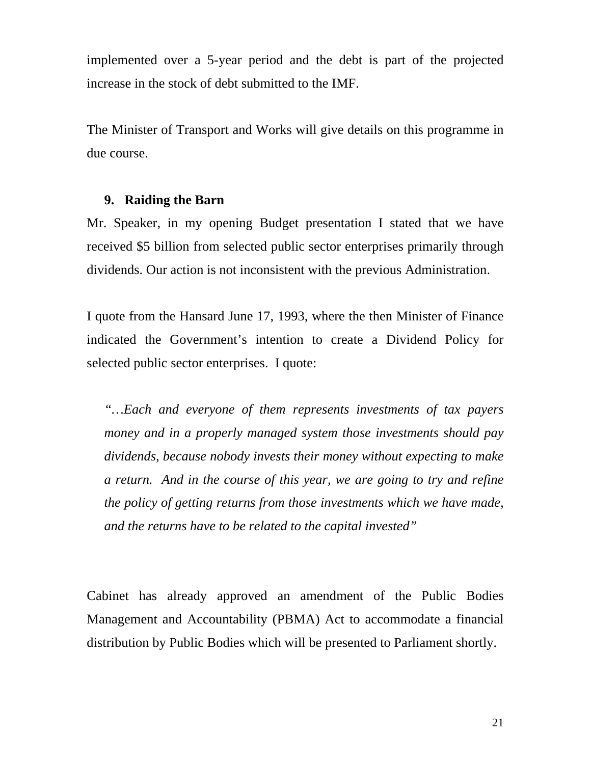implemented over a 5-year period and the debt is part of the projected increase in the stock of debt submitted to the IMF.

The Minister of Transport and Works will give details on this programme in due course.

### 9. Raiding the Barn

Mr. Speaker, in my opening Budget presentation I stated that we have received $5 billion from selected public sector enterprises primarily through dividends. Our action is not inconsistent with the previous Administration.

I quote from the Hansard June 17, 1993, where the then Minister of Finance indicated the Government's intention to create a Dividend Policy for selected public sector enterprises. I quote:

> *"…Each and everyone of them represents investments of tax payers money and in a properly managed system those investments should pay dividends, because nobody invests their money without expecting to make a return. And in the course of this year, we are going to try and refine the policy of getting returns from those investments which we have made, and the returns have to be related to the capital invested"*

Cabinet has already approved an amendment of the Public Bodies Management and Accountability (PBMA) Act to accommodate a financial distribution by Public Bodies which will be presented to Parliament shortly.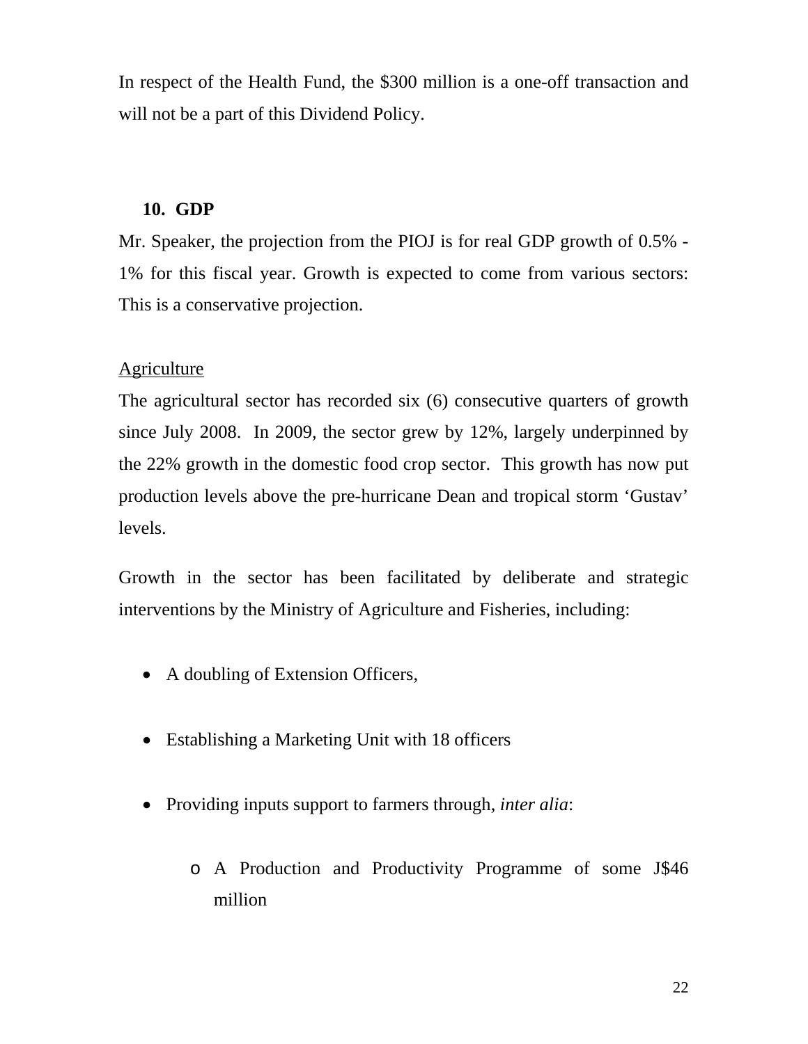In respect of the Health Fund, the $300 million is a one-off transaction and will not be a part of this Dividend Policy.

## 10. GDP

Mr. Speaker, the projection from the PIOJ is for real GDP growth of 0.5% - 1% for this fiscal year. Growth is expected to come from various sectors: This is a conservative projection.

<u>Agriculture</u>

The agricultural sector has recorded six (6) consecutive quarters of growth since July 2008. In 2009, the sector grew by 12%, largely underpinned by the 22% growth in the domestic food crop sector. This growth has now put production levels above the pre-hurricane Dean and tropical storm 'Gustav' levels.

Growth in the sector has been facilitated by deliberate and strategic interventions by the Ministry of Agriculture and Fisheries, including:

- A doubling of Extension Officers,
- Establishing a Marketing Unit with 18 officers
- Providing inputs support to farmers through, *inter alia*:
  - A Production and Productivity Programme of some J$46 million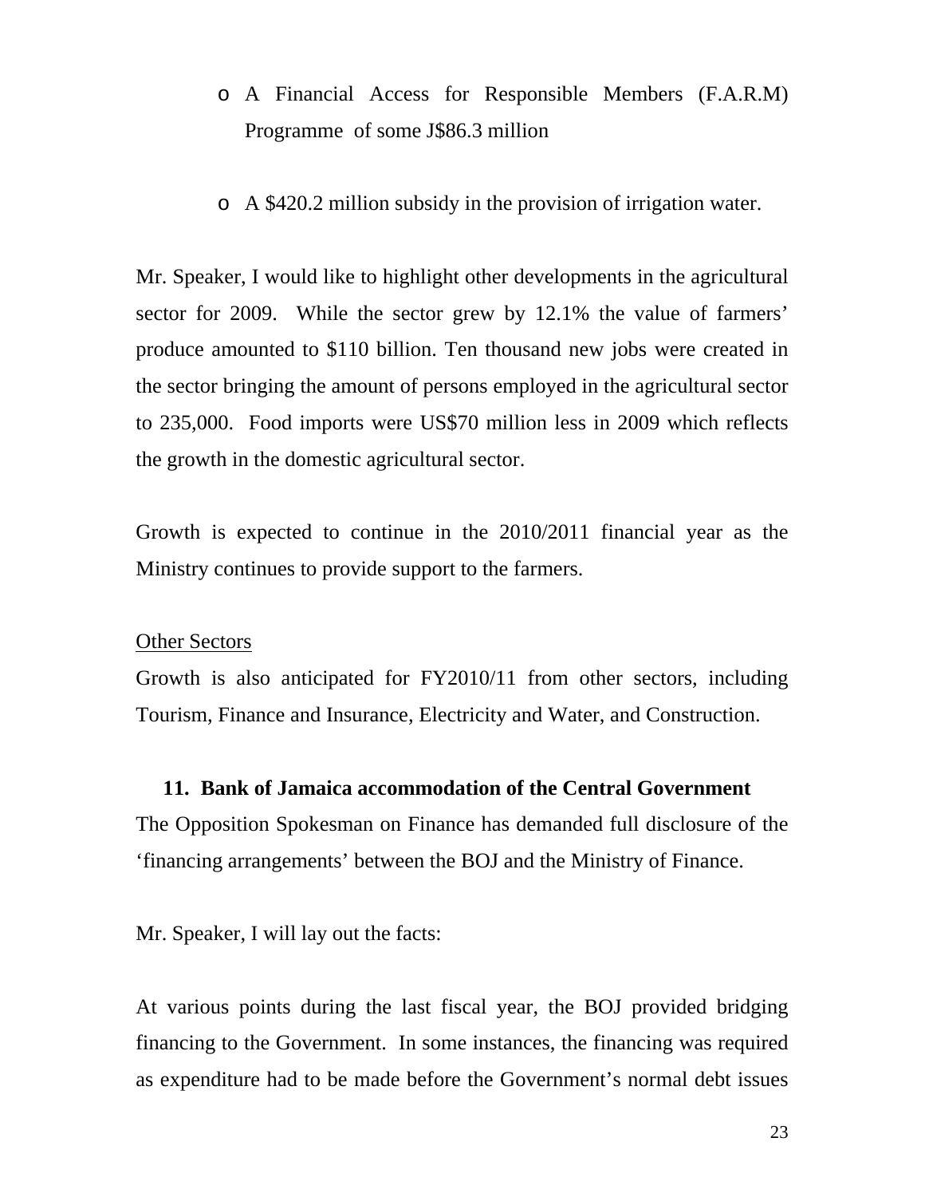- A Financial Access for Responsible Members (F.A.R.M) Programme of some J$86.3 million

- A $420.2 million subsidy in the provision of irrigation water.

Mr. Speaker, I would like to highlight other developments in the agricultural sector for 2009. While the sector grew by 12.1% the value of farmers' produce amounted to $110 billion. Ten thousand new jobs were created in the sector bringing the amount of persons employed in the agricultural sector to 235,000. Food imports were US$70 million less in 2009 which reflects the growth in the domestic agricultural sector.

Growth is expected to continue in the 2010/2011 financial year as the Ministry continues to provide support to the farmers.

<u>Other Sectors</u>

Growth is also anticipated for FY2010/11 from other sectors, including Tourism, Finance and Insurance, Electricity and Water, and Construction.

**11. Bank of Jamaica accommodation of the Central Government**

The Opposition Spokesman on Finance has demanded full disclosure of the 'financing arrangements' between the BOJ and the Ministry of Finance.

Mr. Speaker, I will lay out the facts:

At various points during the last fiscal year, the BOJ provided bridging financing to the Government. In some instances, the financing was required as expenditure had to be made before the Government's normal debt issues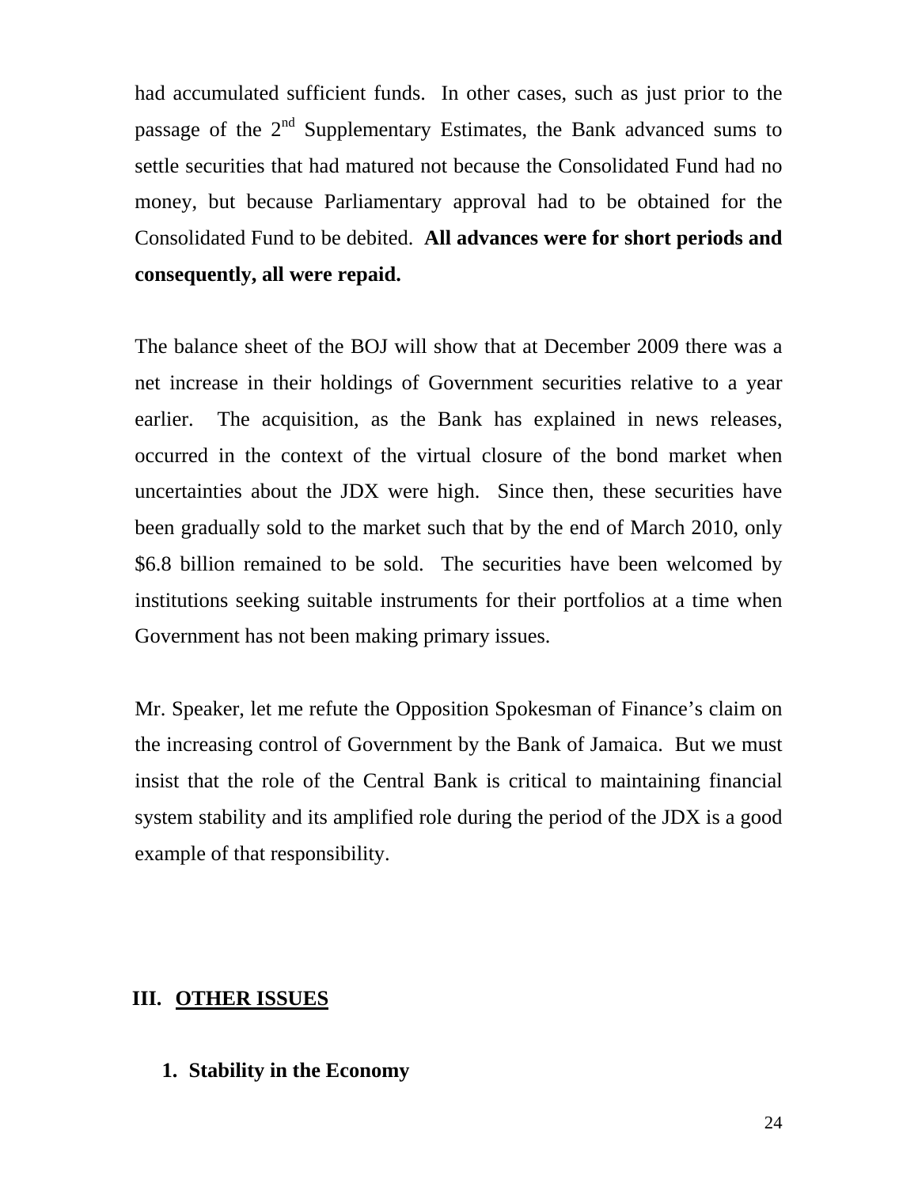had accumulated sufficient funds. In other cases, such as just prior to the passage of the 2nd Supplementary Estimates, the Bank advanced sums to settle securities that had matured not because the Consolidated Fund had no money, but because Parliamentary approval had to be obtained for the Consolidated Fund to be debited. **All advances were for short periods and consequently, all were repaid.**

The balance sheet of the BOJ will show that at December 2009 there was a net increase in their holdings of Government securities relative to a year earlier. The acquisition, as the Bank has explained in news releases, occurred in the context of the virtual closure of the bond market when uncertainties about the JDX were high. Since then, these securities have been gradually sold to the market such that by the end of March 2010, only $6.8 billion remained to be sold. The securities have been welcomed by institutions seeking suitable instruments for their portfolios at a time when Government has not been making primary issues.

Mr. Speaker, let me refute the Opposition Spokesman of Finance's claim on the increasing control of Government by the Bank of Jamaica. But we must insist that the role of the Central Bank is critical to maintaining financial system stability and its amplified role during the period of the JDX is a good example of that responsibility.

## III. OTHER ISSUES

### 1. Stability in the Economy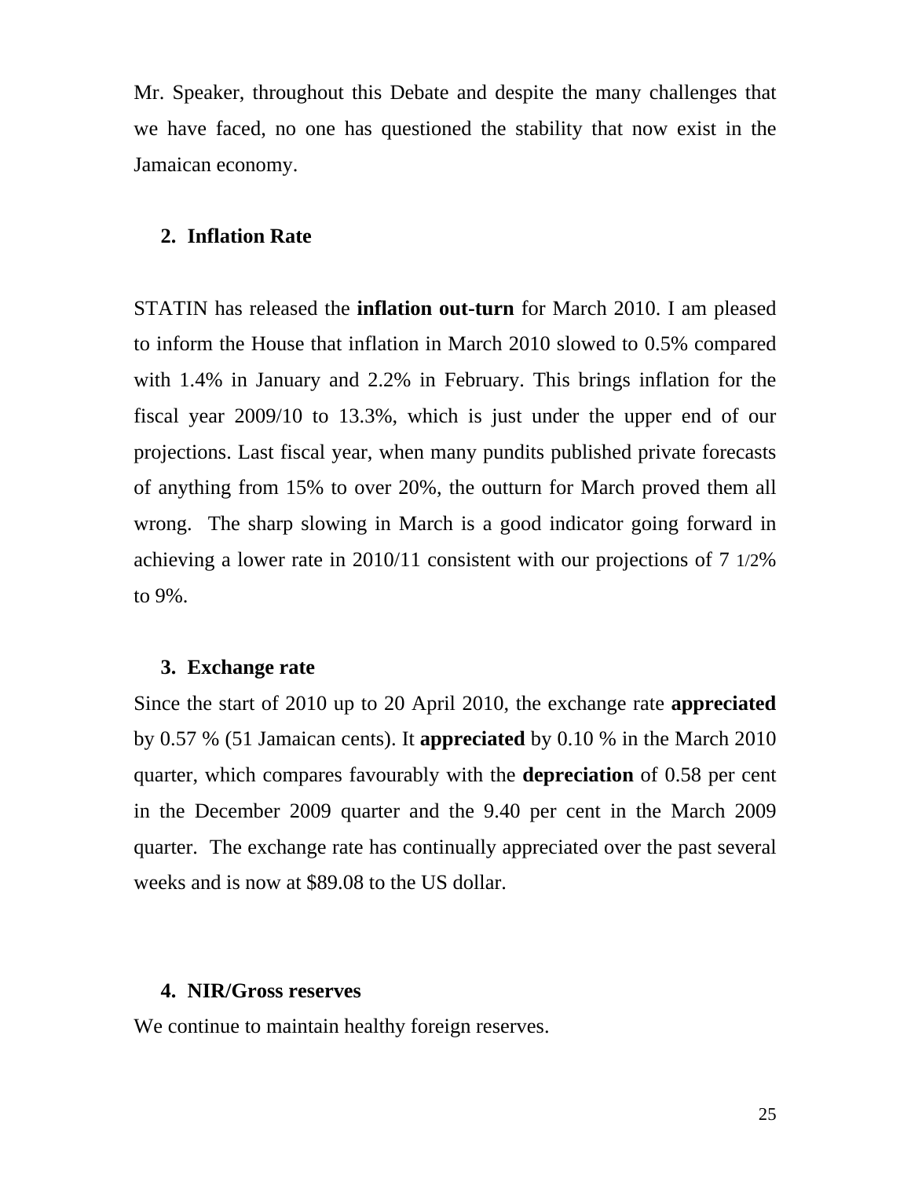Mr. Speaker, throughout this Debate and despite the many challenges that we have faced, no one has questioned the stability that now exist in the Jamaican economy.

## 2. Inflation Rate

STATIN has released the **inflation out-turn** for March 2010. I am pleased to inform the House that inflation in March 2010 slowed to 0.5% compared with 1.4% in January and 2.2% in February. This brings inflation for the fiscal year 2009/10 to 13.3%, which is just under the upper end of our projections. Last fiscal year, when many pundits published private forecasts of anything from 15% to over 20%, the outturn for March proved them all wrong. The sharp slowing in March is a good indicator going forward in achieving a lower rate in 2010/11 consistent with our projections of 7 1/2% to 9%.

## 3. Exchange rate

Since the start of 2010 up to 20 April 2010, the exchange rate **appreciated** by 0.57 % (51 Jamaican cents). It **appreciated** by 0.10 % in the March 2010 quarter, which compares favourably with the **depreciation** of 0.58 per cent in the December 2009 quarter and the 9.40 per cent in the March 2009 quarter. The exchange rate has continually appreciated over the past several weeks and is now at $89.08 to the US dollar.

## 4. NIR/Gross reserves

We continue to maintain healthy foreign reserves.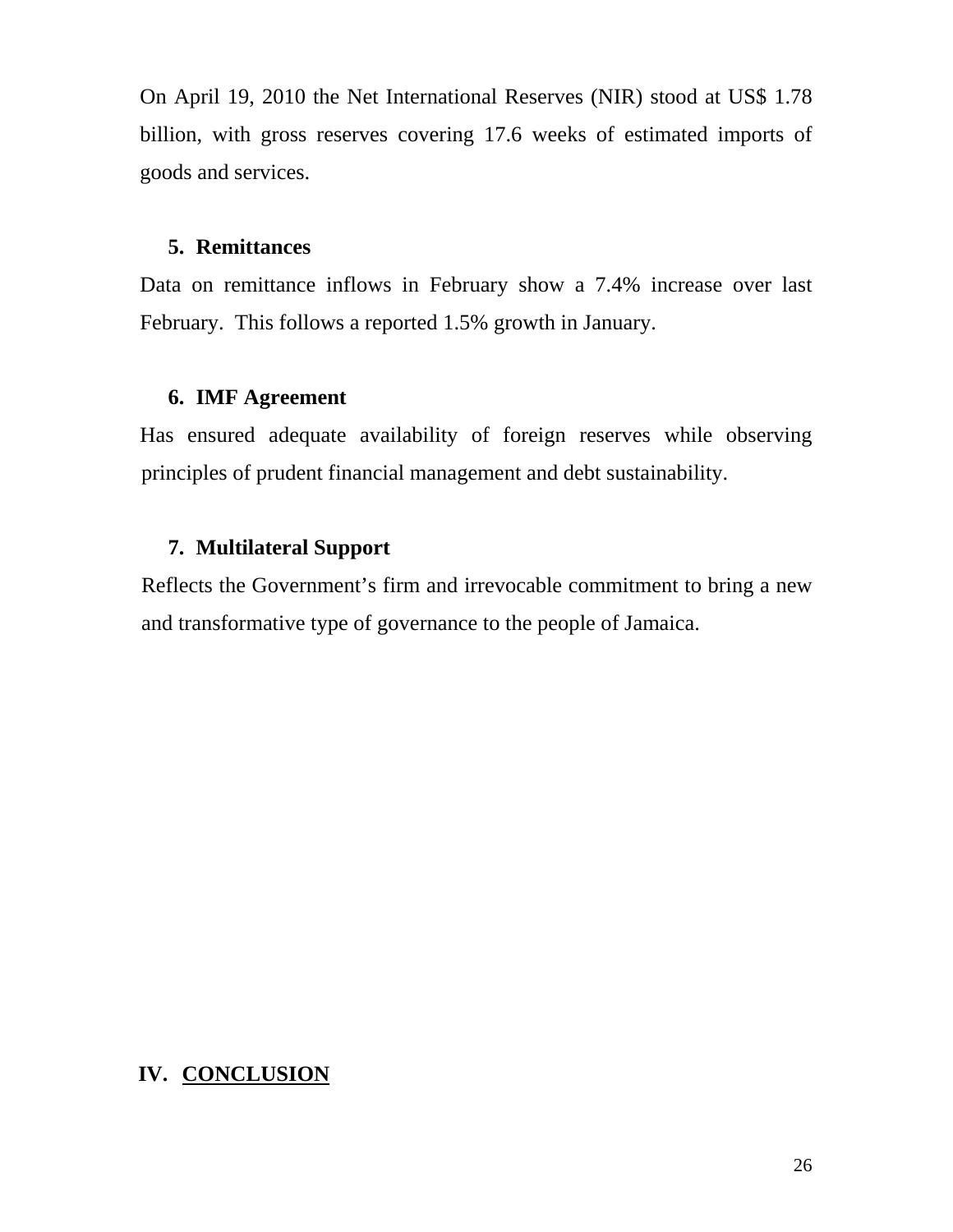On April 19, 2010 the Net International Reserves (NIR) stood at US$ 1.78 billion, with gross reserves covering 17.6 weeks of estimated imports of goods and services.

### 5. Remittances

Data on remittance inflows in February show a 7.4% increase over last February. This follows a reported 1.5% growth in January.

### 6. IMF Agreement

Has ensured adequate availability of foreign reserves while observing principles of prudent financial management and debt sustainability.

### 7. Multilateral Support

Reflects the Government's firm and irrevocable commitment to bring a new and transformative type of governance to the people of Jamaica.

## IV. CONCLUSION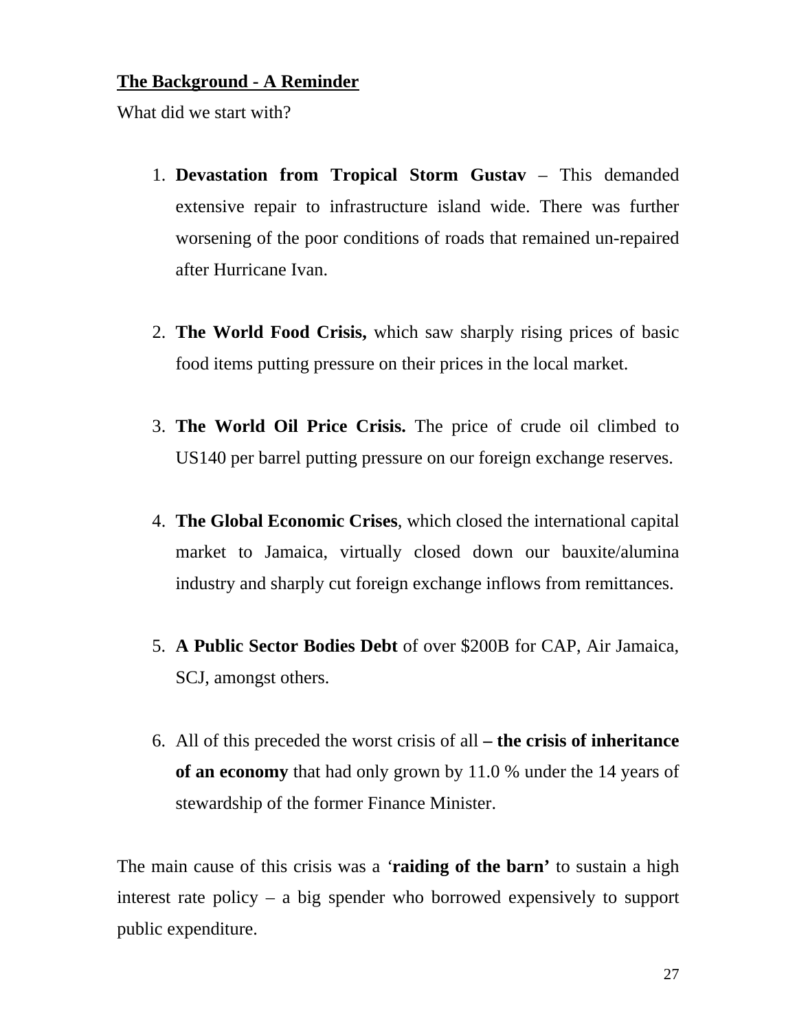**<u>The Background - A Reminder</u>**

What did we start with?

1. **Devastation from Tropical Storm Gustav** – This demanded extensive repair to infrastructure island wide. There was further worsening of the poor conditions of roads that remained un-repaired after Hurricane Ivan.

2. **The World Food Crisis,** which saw sharply rising prices of basic food items putting pressure on their prices in the local market.

3. **The World Oil Price Crisis.** The price of crude oil climbed to US140 per barrel putting pressure on our foreign exchange reserves.

4. **The Global Economic Crises**, which closed the international capital market to Jamaica, virtually closed down our bauxite/alumina industry and sharply cut foreign exchange inflows from remittances.

5. **A Public Sector Bodies Debt** of over $200B for CAP, Air Jamaica, SCJ, amongst others.

6. All of this preceded the worst crisis of all **– the crisis of inheritance of an economy** that had only grown by 11.0 % under the 14 years of stewardship of the former Finance Minister.

The main cause of this crisis was a '**raiding of the barn'** to sustain a high interest rate policy – a big spender who borrowed expensively to support public expenditure.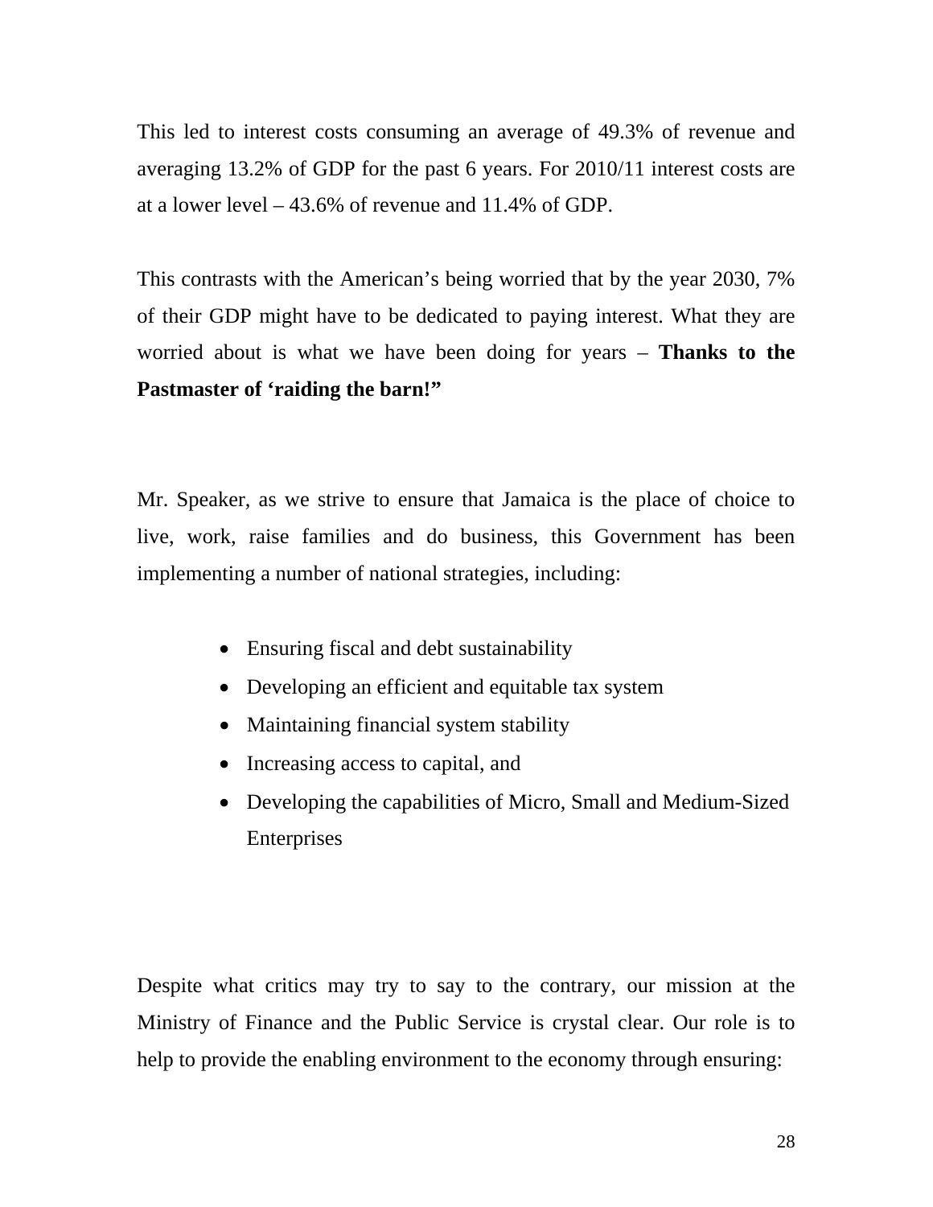This led to interest costs consuming an average of 49.3% of revenue and averaging 13.2% of GDP for the past 6 years. For 2010/11 interest costs are at a lower level – 43.6% of revenue and 11.4% of GDP.

This contrasts with the American's being worried that by the year 2030, 7% of their GDP might have to be dedicated to paying interest. What they are worried about is what we have been doing for years – **Thanks to the Pastmaster of 'raiding the barn!"**

Mr. Speaker, as we strive to ensure that Jamaica is the place of choice to live, work, raise families and do business, this Government has been implementing a number of national strategies, including:

- Ensuring fiscal and debt sustainability
- Developing an efficient and equitable tax system
- Maintaining financial system stability
- Increasing access to capital, and
- Developing the capabilities of Micro, Small and Medium-Sized Enterprises

Despite what critics may try to say to the contrary, our mission at the Ministry of Finance and the Public Service is crystal clear. Our role is to help to provide the enabling environment to the economy through ensuring: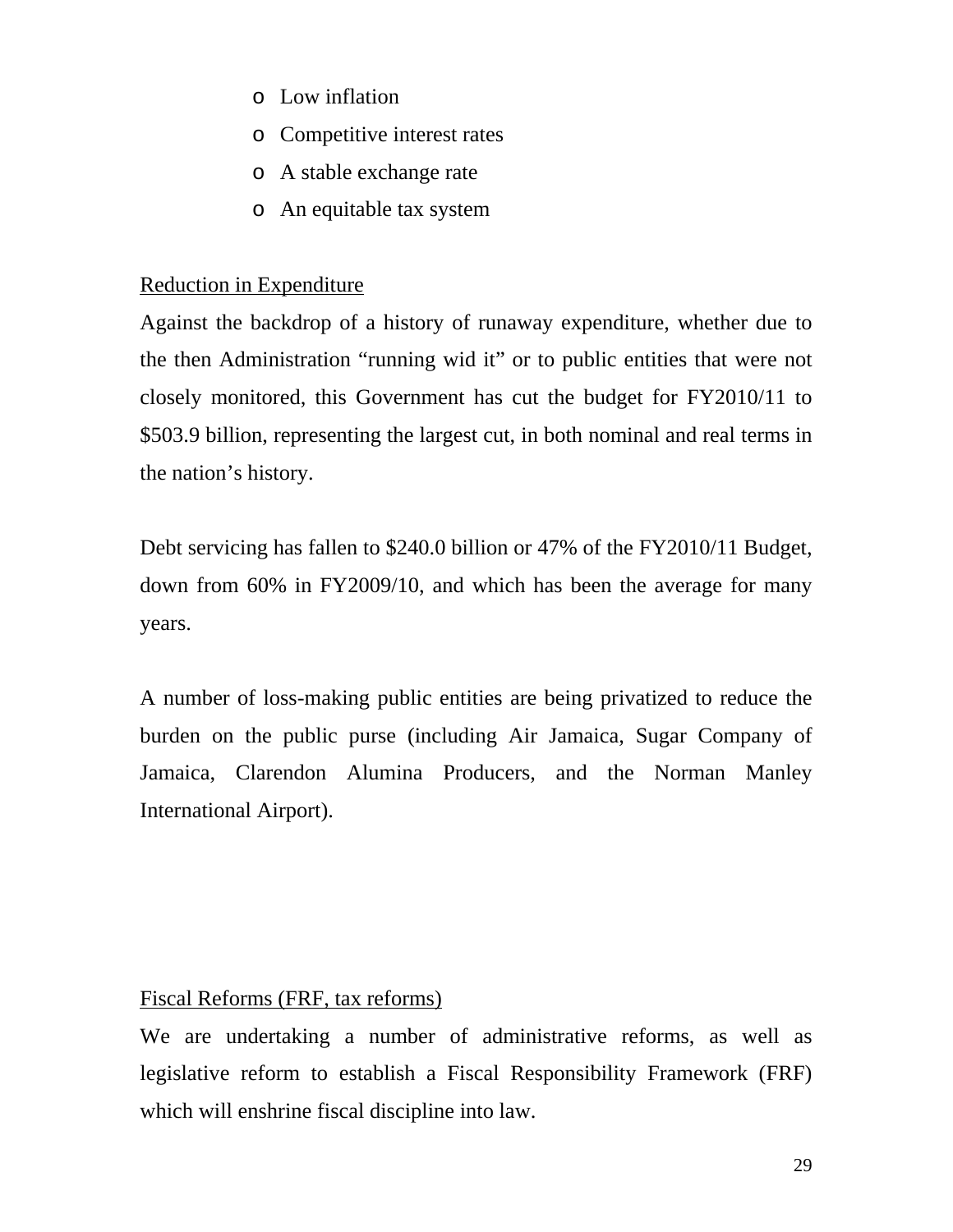- Low inflation
- Competitive interest rates
- A stable exchange rate
- An equitable tax system

<u>Reduction in Expenditure</u>

Against the backdrop of a history of runaway expenditure, whether due to the then Administration "running wid it" or to public entities that were not closely monitored, this Government has cut the budget for FY2010/11 to $503.9 billion, representing the largest cut, in both nominal and real terms in the nation's history.

Debt servicing has fallen to $240.0 billion or 47% of the FY2010/11 Budget, down from 60% in FY2009/10, and which has been the average for many years.

A number of loss-making public entities are being privatized to reduce the burden on the public purse (including Air Jamaica, Sugar Company of Jamaica, Clarendon Alumina Producers, and the Norman Manley International Airport).

<u>Fiscal Reforms (FRF, tax reforms)</u>

We are undertaking a number of administrative reforms, as well as legislative reform to establish a Fiscal Responsibility Framework (FRF) which will enshrine fiscal discipline into law.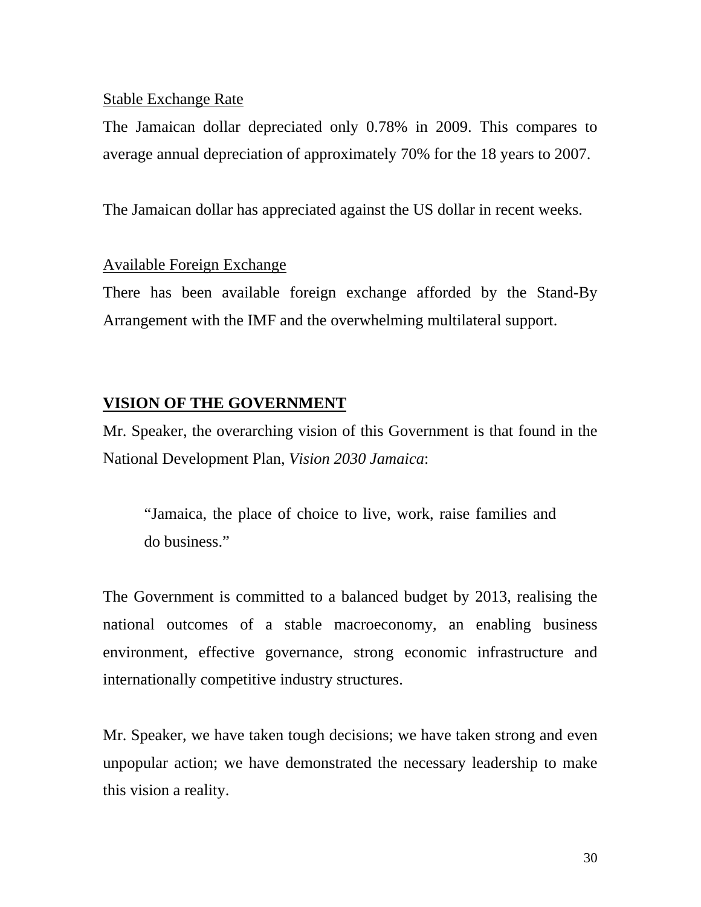Stable Exchange Rate

The Jamaican dollar depreciated only 0.78% in 2009. This compares to average annual depreciation of approximately 70% for the 18 years to 2007.

The Jamaican dollar has appreciated against the US dollar in recent weeks.

Available Foreign Exchange

There has been available foreign exchange afforded by the Stand-By Arrangement with the IMF and the overwhelming multilateral support.

## VISION OF THE GOVERNMENT

Mr. Speaker, the overarching vision of this Government is that found in the National Development Plan, *Vision 2030 Jamaica*:

> "Jamaica, the place of choice to live, work, raise families and do business."

The Government is committed to a balanced budget by 2013, realising the national outcomes of a stable macroeconomy, an enabling business environment, effective governance, strong economic infrastructure and internationally competitive industry structures.

Mr. Speaker, we have taken tough decisions; we have taken strong and even unpopular action; we have demonstrated the necessary leadership to make this vision a reality.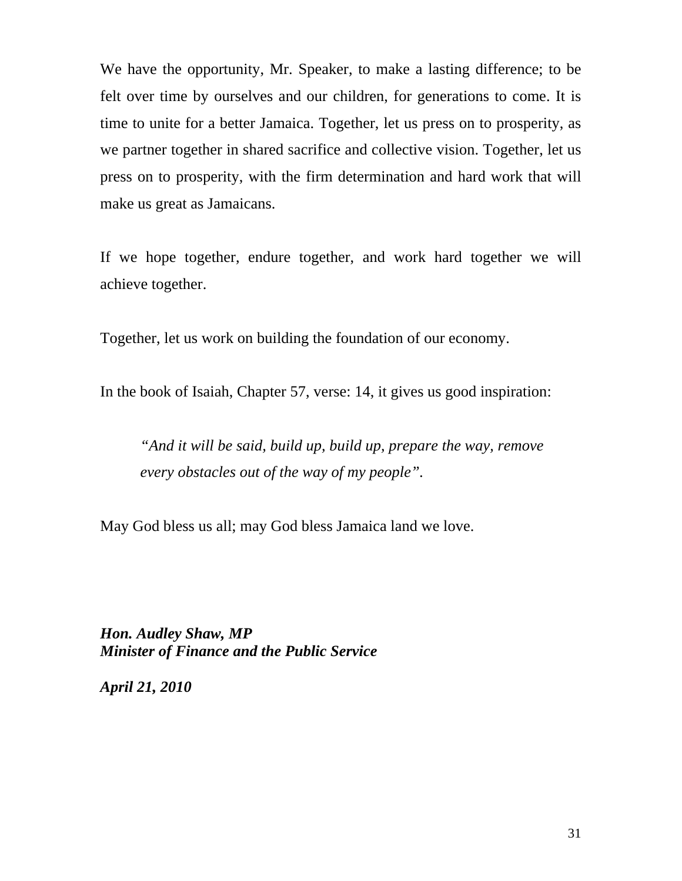We have the opportunity, Mr. Speaker, to make a lasting difference; to be felt over time by ourselves and our children, for generations to come. It is time to unite for a better Jamaica. Together, let us press on to prosperity, as we partner together in shared sacrifice and collective vision. Together, let us press on to prosperity, with the firm determination and hard work that will make us great as Jamaicans.

If we hope together, endure together, and work hard together we will achieve together.

Together, let us work on building the foundation of our economy.

In the book of Isaiah, Chapter 57, verse: 14, it gives us good inspiration:

> *"And it will be said, build up, build up, prepare the way, remove every obstacles out of the way of my people".*

May God bless us all; may God bless Jamaica land we love.

***Hon. Audley Shaw, MP***
***Minister of Finance and the Public Service***

***April 21, 2010***